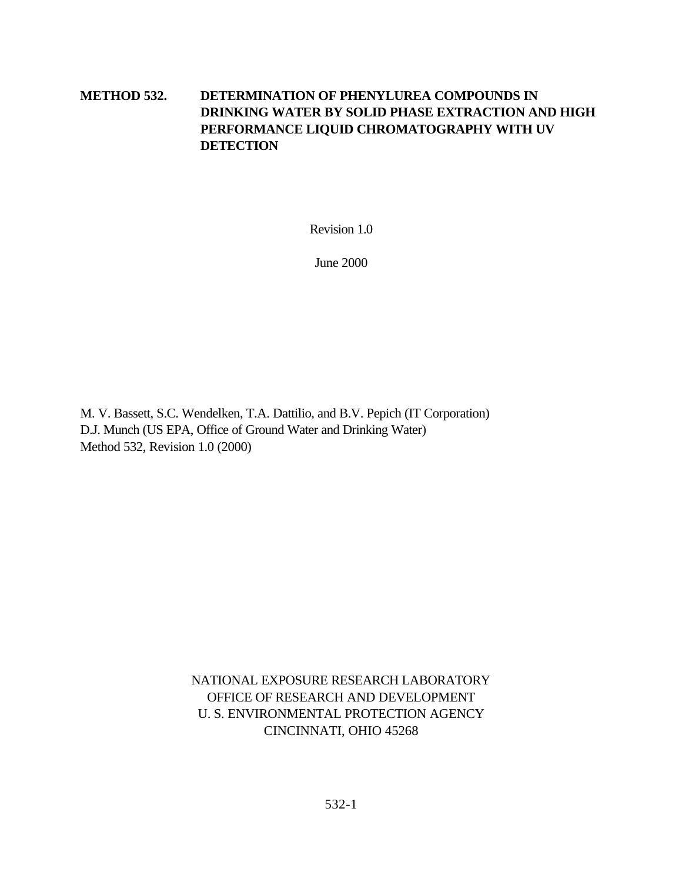# METHOD 532. DETERMINATION OF PHENYLUREA COMPOUNDS IN DRINKING WATER BY SOLID PHASE EXTRACTION AND HIGH PERFORMANCE LIQUID CHROMATOGRAPHY WITH UV DETECTION

Revision 1.0

June 2000

M. V. Bassett, S.C. Wendelken, T.A. Dattilio, and B.V. Pepich (IT Corporation)
D.J. Munch (US EPA, Office of Ground Water and Drinking Water)
Method 532, Revision 1.0 (2000)

NATIONAL EXPOSURE RESEARCH LABORATORY
OFFICE OF RESEARCH AND DEVELOPMENT
U. S. ENVIRONMENTAL PROTECTION AGENCY
CINCINNATI, OHIO 45268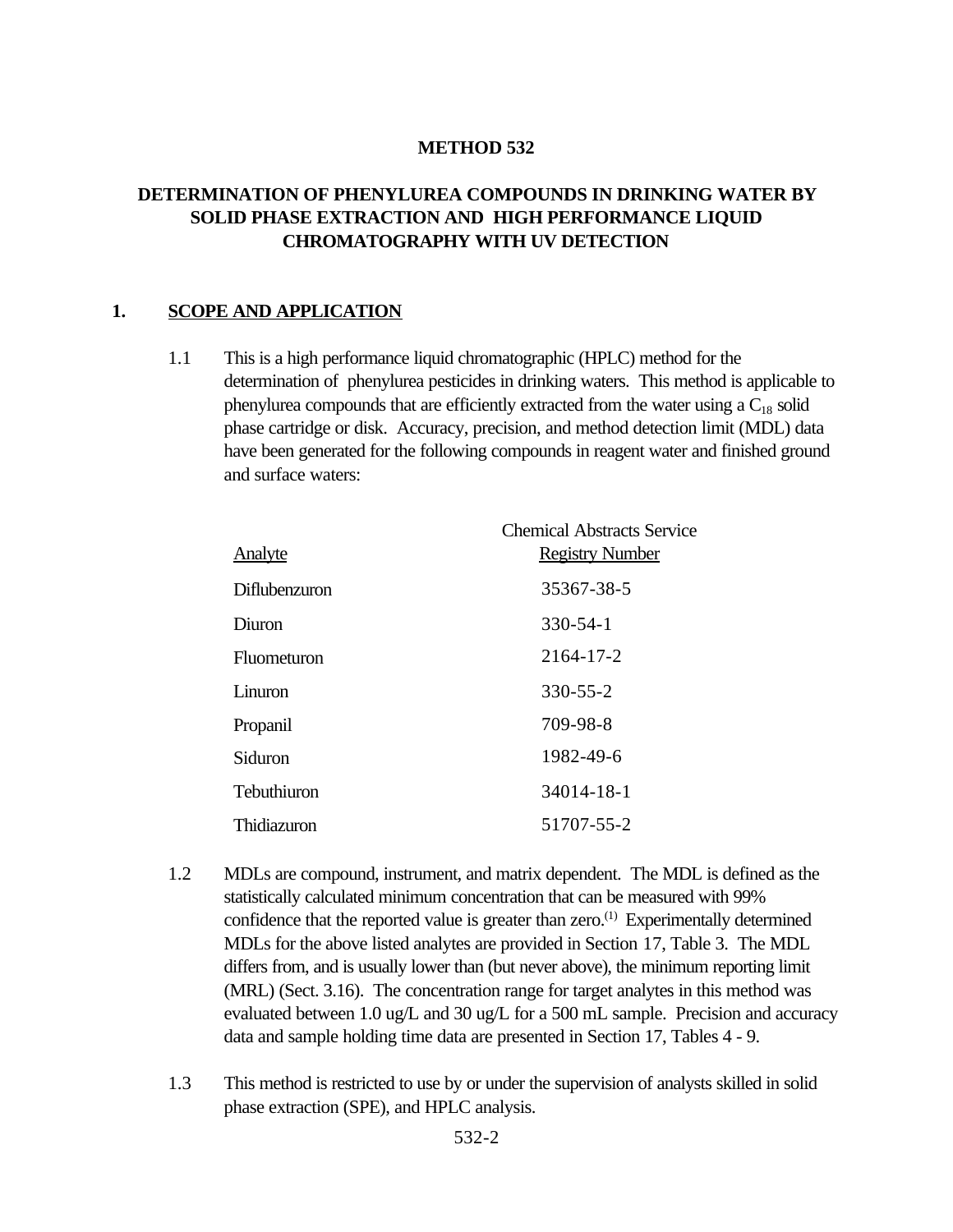# METHOD 532

## DETERMINATION OF PHENYLUREA COMPOUNDS IN DRINKING WATER BY SOLID PHASE EXTRACTION AND HIGH PERFORMANCE LIQUID CHROMATOGRAPHY WITH UV DETECTION

## 1. SCOPE AND APPLICATION

1.1 This is a high performance liquid chromatographic (HPLC) method for the determination of phenylurea pesticides in drinking waters. This method is applicable to phenylurea compounds that are efficiently extracted from the water using a $C_{18}$ solid phase cartridge or disk. Accuracy, precision, and method detection limit (MDL) data have been generated for the following compounds in reagent water and finished ground and surface waters:

| Analyte | Chemical Abstracts Service Registry Number |
|---|---|
| Diflubenzuron | 35367-38-5 |
| Diuron | 330-54-1 |
| Fluometuron | 2164-17-2 |
| Linuron | 330-55-2 |
| Propanil | 709-98-8 |
| Siduron | 1982-49-6 |
| Tebuthiuron | 34014-18-1 |
| Thidiazuron | 51707-55-2 |

1.2 MDLs are compound, instrument, and matrix dependent. The MDL is defined as the statistically calculated minimum concentration that can be measured with 99% confidence that the reported value is greater than zero.[1] Experimentally determined MDLs for the above listed analytes are provided in Section 17, Table 3. The MDL differs from, and is usually lower than (but never above), the minimum reporting limit (MRL) (Sect. 3.16). The concentration range for target analytes in this method was evaluated between 1.0 ug/L and 30 ug/L for a 500 mL sample. Precision and accuracy data and sample holding time data are presented in Section 17, Tables 4 - 9.

1.3 This method is restricted to use by or under the supervision of analysts skilled in solid phase extraction (SPE), and HPLC analysis.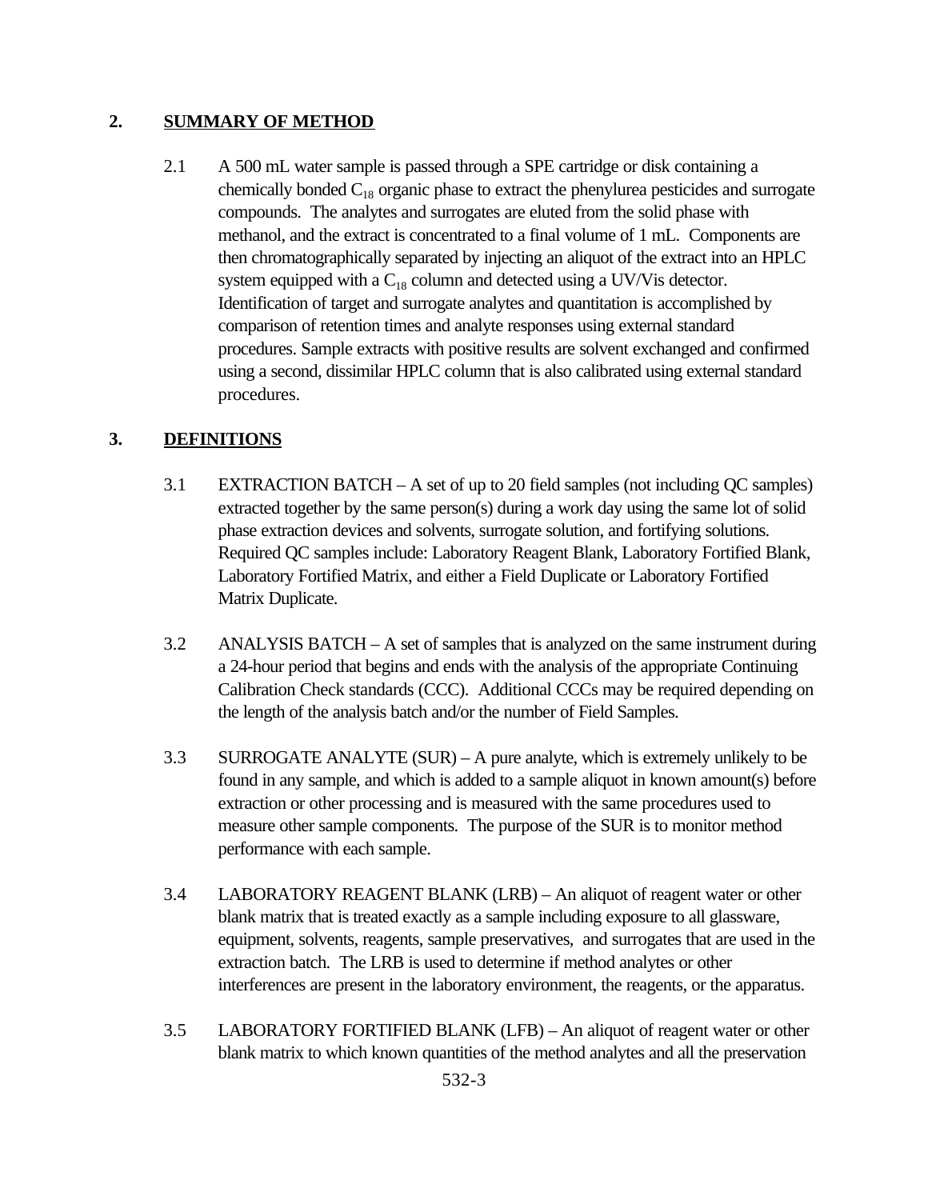## 2. SUMMARY OF METHOD

2.1 A 500 mL water sample is passed through a SPE cartridge or disk containing a chemically bonded $C_{18}$ organic phase to extract the phenylurea pesticides and surrogate compounds. The analytes and surrogates are eluted from the solid phase with methanol, and the extract is concentrated to a final volume of 1 mL. Components are then chromatographically separated by injecting an aliquot of the extract into an HPLC system equipped with a $C_{18}$ column and detected using a UV/Vis detector. Identification of target and surrogate analytes and quantitation is accomplished by comparison of retention times and analyte responses using external standard procedures. Sample extracts with positive results are solvent exchanged and confirmed using a second, dissimilar HPLC column that is also calibrated using external standard procedures.

## 3. DEFINITIONS

3.1 EXTRACTION BATCH – A set of up to 20 field samples (not including QC samples) extracted together by the same person(s) during a work day using the same lot of solid phase extraction devices and solvents, surrogate solution, and fortifying solutions. Required QC samples include: Laboratory Reagent Blank, Laboratory Fortified Blank, Laboratory Fortified Matrix, and either a Field Duplicate or Laboratory Fortified Matrix Duplicate.

3.2 ANALYSIS BATCH – A set of samples that is analyzed on the same instrument during a 24-hour period that begins and ends with the analysis of the appropriate Continuing Calibration Check standards (CCC). Additional CCCs may be required depending on the length of the analysis batch and/or the number of Field Samples.

3.3 SURROGATE ANALYTE (SUR) – A pure analyte, which is extremely unlikely to be found in any sample, and which is added to a sample aliquot in known amount(s) before extraction or other processing and is measured with the same procedures used to measure other sample components. The purpose of the SUR is to monitor method performance with each sample.

3.4 LABORATORY REAGENT BLANK (LRB) – An aliquot of reagent water or other blank matrix that is treated exactly as a sample including exposure to all glassware, equipment, solvents, reagents, sample preservatives, and surrogates that are used in the extraction batch. The LRB is used to determine if method analytes or other interferences are present in the laboratory environment, the reagents, or the apparatus.

3.5 LABORATORY FORTIFIED BLANK (LFB) – An aliquot of reagent water or other blank matrix to which known quantities of the method analytes and all the preservation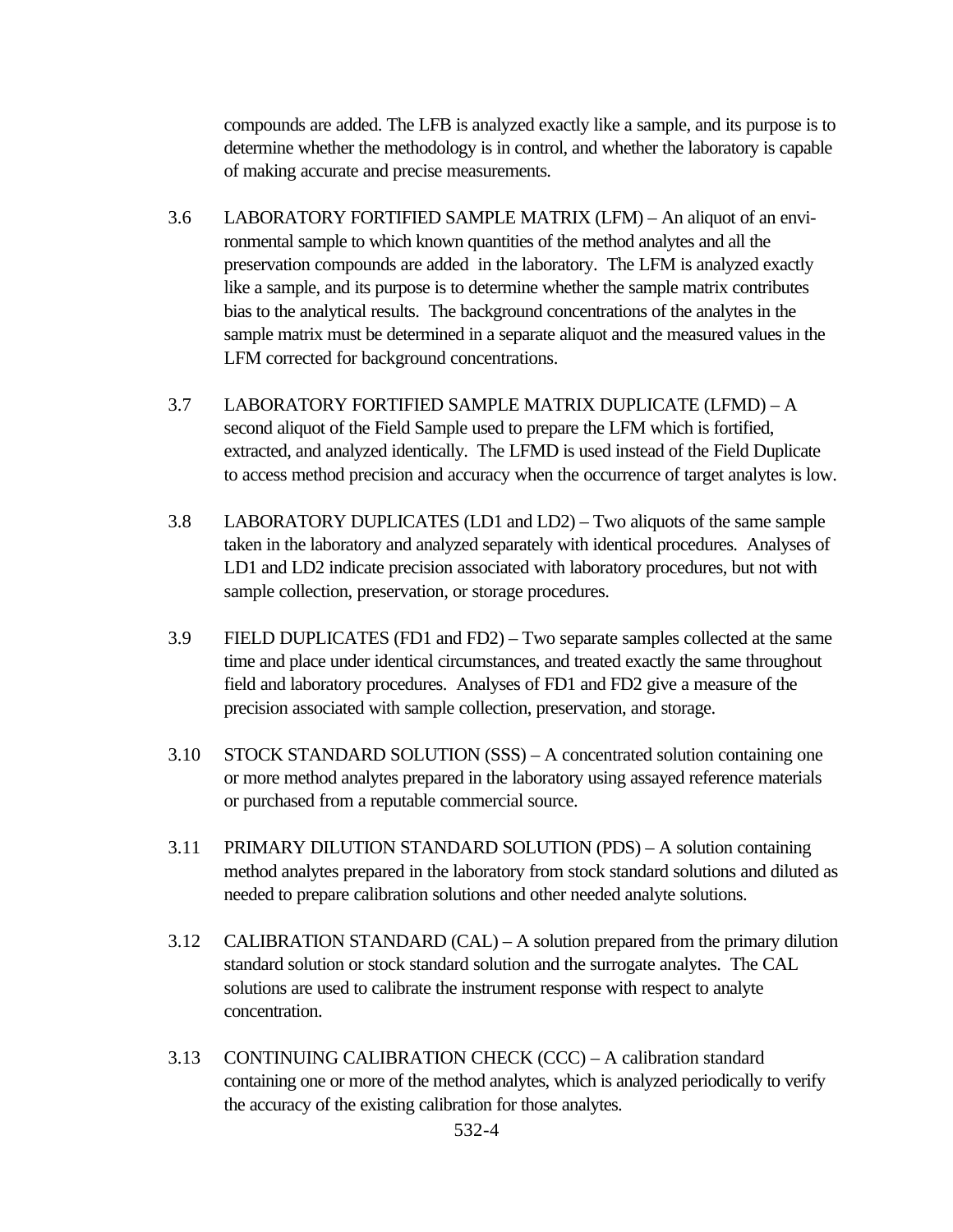compounds are added. The LFB is analyzed exactly like a sample, and its purpose is to determine whether the methodology is in control, and whether the laboratory is capable of making accurate and precise measurements.

3.6 LABORATORY FORTIFIED SAMPLE MATRIX (LFM) – An aliquot of an environmental sample to which known quantities of the method analytes and all the preservation compounds are added in the laboratory. The LFM is analyzed exactly like a sample, and its purpose is to determine whether the sample matrix contributes bias to the analytical results. The background concentrations of the analytes in the sample matrix must be determined in a separate aliquot and the measured values in the LFM corrected for background concentrations.

3.7 LABORATORY FORTIFIED SAMPLE MATRIX DUPLICATE (LFMD) – A second aliquot of the Field Sample used to prepare the LFM which is fortified, extracted, and analyzed identically. The LFMD is used instead of the Field Duplicate to access method precision and accuracy when the occurrence of target analytes is low.

3.8 LABORATORY DUPLICATES (LD1 and LD2) – Two aliquots of the same sample taken in the laboratory and analyzed separately with identical procedures. Analyses of LD1 and LD2 indicate precision associated with laboratory procedures, but not with sample collection, preservation, or storage procedures.

3.9 FIELD DUPLICATES (FD1 and FD2) – Two separate samples collected at the same time and place under identical circumstances, and treated exactly the same throughout field and laboratory procedures. Analyses of FD1 and FD2 give a measure of the precision associated with sample collection, preservation, and storage.

3.10 STOCK STANDARD SOLUTION (SSS) – A concentrated solution containing one or more method analytes prepared in the laboratory using assayed reference materials or purchased from a reputable commercial source.

3.11 PRIMARY DILUTION STANDARD SOLUTION (PDS) – A solution containing method analytes prepared in the laboratory from stock standard solutions and diluted as needed to prepare calibration solutions and other needed analyte solutions.

3.12 CALIBRATION STANDARD (CAL) – A solution prepared from the primary dilution standard solution or stock standard solution and the surrogate analytes. The CAL solutions are used to calibrate the instrument response with respect to analyte concentration.

3.13 CONTINUING CALIBRATION CHECK (CCC) – A calibration standard containing one or more of the method analytes, which is analyzed periodically to verify the accuracy of the existing calibration for those analytes.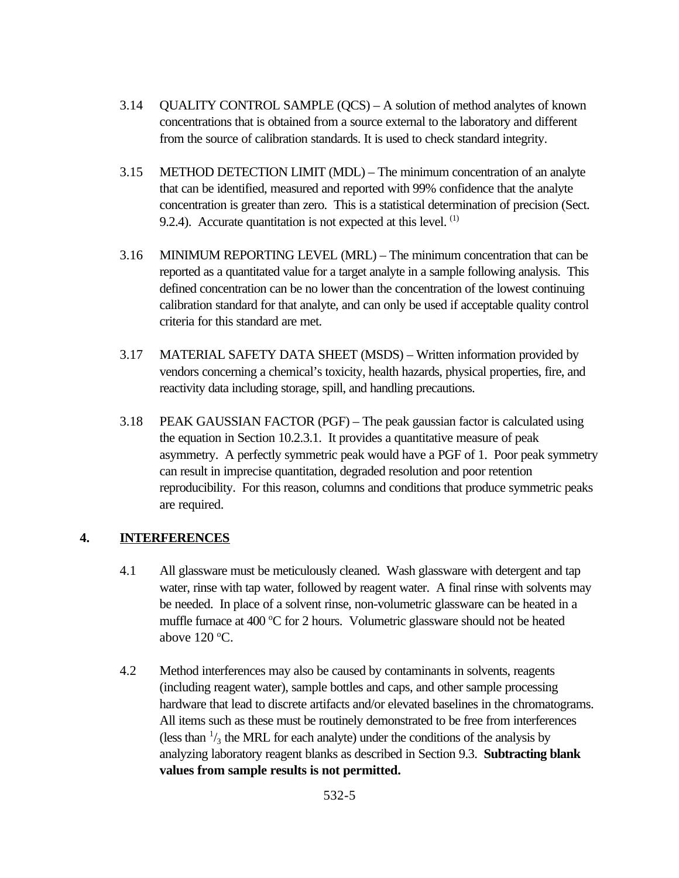3.14 QUALITY CONTROL SAMPLE (QCS) – A solution of method analytes of known concentrations that is obtained from a source external to the laboratory and different from the source of calibration standards. It is used to check standard integrity.

3.15 METHOD DETECTION LIMIT (MDL) – The minimum concentration of an analyte that can be identified, measured and reported with 99% confidence that the analyte concentration is greater than zero. This is a statistical determination of precision (Sect. 9.2.4). Accurate quantitation is not expected at this level. [(1)]

3.16 MINIMUM REPORTING LEVEL (MRL) – The minimum concentration that can be reported as a quantitated value for a target analyte in a sample following analysis. This defined concentration can be no lower than the concentration of the lowest continuing calibration standard for that analyte, and can only be used if acceptable quality control criteria for this standard are met.

3.17 MATERIAL SAFETY DATA SHEET (MSDS) – Written information provided by vendors concerning a chemical's toxicity, health hazards, physical properties, fire, and reactivity data including storage, spill, and handling precautions.

3.18 PEAK GAUSSIAN FACTOR (PGF) – The peak gaussian factor is calculated using the equation in Section 10.2.3.1. It provides a quantitative measure of peak asymmetry. A perfectly symmetric peak would have a PGF of 1. Poor peak symmetry can result in imprecise quantitation, degraded resolution and poor retention reproducibility. For this reason, columns and conditions that produce symmetric peaks are required.

## 4. INTERFERENCES

4.1 All glassware must be meticulously cleaned. Wash glassware with detergent and tap water, rinse with tap water, followed by reagent water. A final rinse with solvents may be needed. In place of a solvent rinse, non-volumetric glassware can be heated in a muffle furnace at 400 °C for 2 hours. Volumetric glassware should not be heated above 120 °C.

4.2 Method interferences may also be caused by contaminants in solvents, reagents (including reagent water), sample bottles and caps, and other sample processing hardware that lead to discrete artifacts and/or elevated baselines in the chromatograms. All items such as these must be routinely demonstrated to be free from interferences (less than $^{1}/_{3}$ the MRL for each analyte) under the conditions of the analysis by analyzing laboratory reagent blanks as described in Section 9.3. **Subtracting blank values from sample results is not permitted.**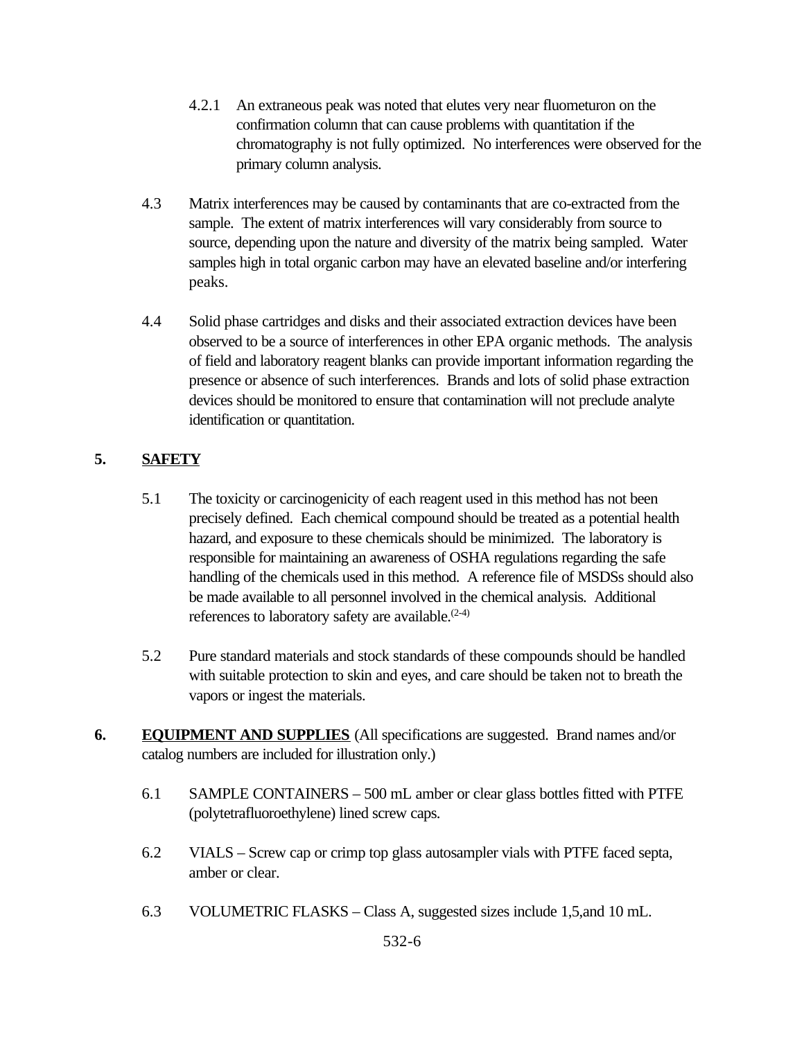4.2.1 An extraneous peak was noted that elutes very near fluometuron on the confirmation column that can cause problems with quantitation if the chromatography is not fully optimized. No interferences were observed for the primary column analysis.

4.3 Matrix interferences may be caused by contaminants that are co-extracted from the sample. The extent of matrix interferences will vary considerably from source to source, depending upon the nature and diversity of the matrix being sampled. Water samples high in total organic carbon may have an elevated baseline and/or interfering peaks.

4.4 Solid phase cartridges and disks and their associated extraction devices have been observed to be a source of interferences in other EPA organic methods. The analysis of field and laboratory reagent blanks can provide important information regarding the presence or absence of such interferences. Brands and lots of solid phase extraction devices should be monitored to ensure that contamination will not preclude analyte identification or quantitation.

## 5. SAFETY

5.1 The toxicity or carcinogenicity of each reagent used in this method has not been precisely defined. Each chemical compound should be treated as a potential health hazard, and exposure to these chemicals should be minimized. The laboratory is responsible for maintaining an awareness of OSHA regulations regarding the safe handling of the chemicals used in this method. A reference file of MSDSs should also be made available to all personnel involved in the chemical analysis. Additional references to laboratory safety are available.[2-4]

5.2 Pure standard materials and stock standards of these compounds should be handled with suitable protection to skin and eyes, and care should be taken not to breath the vapors or ingest the materials.

## 6. EQUIPMENT AND SUPPLIES (All specifications are suggested. Brand names and/or catalog numbers are included for illustration only.)

6.1 SAMPLE CONTAINERS – 500 mL amber or clear glass bottles fitted with PTFE (polytetrafluoroethylene) lined screw caps.

6.2 VIALS – Screw cap or crimp top glass autosampler vials with PTFE faced septa, amber or clear.

6.3 VOLUMETRIC FLASKS – Class A, suggested sizes include 1,5,and 10 mL.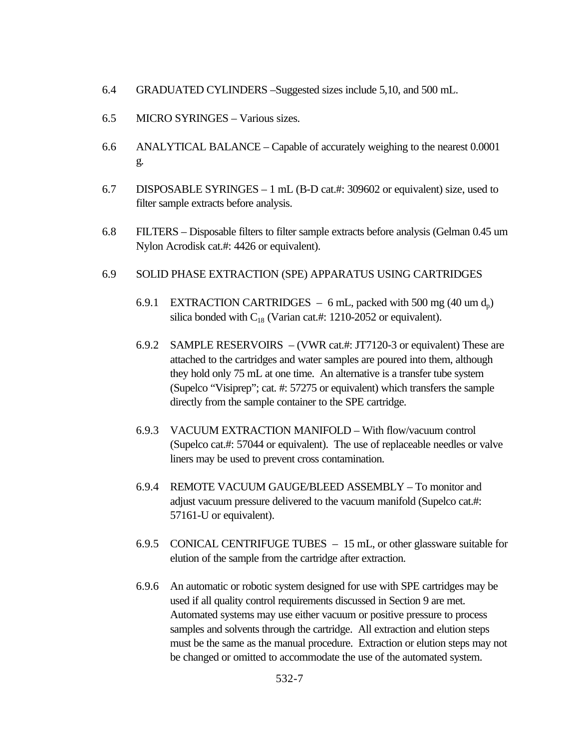6.4 GRADUATED CYLINDERS –Suggested sizes include 5,10, and 500 mL.

6.5 MICRO SYRINGES – Various sizes.

6.6 ANALYTICAL BALANCE – Capable of accurately weighing to the nearest 0.0001 g.

6.7 DISPOSABLE SYRINGES – 1 mL (B-D cat.#: 309602 or equivalent) size, used to filter sample extracts before analysis.

6.8 FILTERS – Disposable filters to filter sample extracts before analysis (Gelman 0.45 um Nylon Acrodisk cat.#: 4426 or equivalent).

6.9 SOLID PHASE EXTRACTION (SPE) APPARATUS USING CARTRIDGES

6.9.1 EXTRACTION CARTRIDGES – 6 mL, packed with 500 mg (40 um $d_p$) silica bonded with $C_{18}$ (Varian cat.#: 1210-2052 or equivalent).

6.9.2 SAMPLE RESERVOIRS – (VWR cat.#: JT7120-3 or equivalent) These are attached to the cartridges and water samples are poured into them, although they hold only 75 mL at one time. An alternative is a transfer tube system (Supelco "Visiprep"; cat. #: 57275 or equivalent) which transfers the sample directly from the sample container to the SPE cartridge.

6.9.3 VACUUM EXTRACTION MANIFOLD – With flow/vacuum control (Supelco cat.#: 57044 or equivalent). The use of replaceable needles or valve liners may be used to prevent cross contamination.

6.9.4 REMOTE VACUUM GAUGE/BLEED ASSEMBLY – To monitor and adjust vacuum pressure delivered to the vacuum manifold (Supelco cat.#: 57161-U or equivalent).

6.9.5 CONICAL CENTRIFUGE TUBES – 15 mL, or other glassware suitable for elution of the sample from the cartridge after extraction.

6.9.6 An automatic or robotic system designed for use with SPE cartridges may be used if all quality control requirements discussed in Section 9 are met. Automated systems may use either vacuum or positive pressure to process samples and solvents through the cartridge. All extraction and elution steps must be the same as the manual procedure. Extraction or elution steps may not be changed or omitted to accommodate the use of the automated system.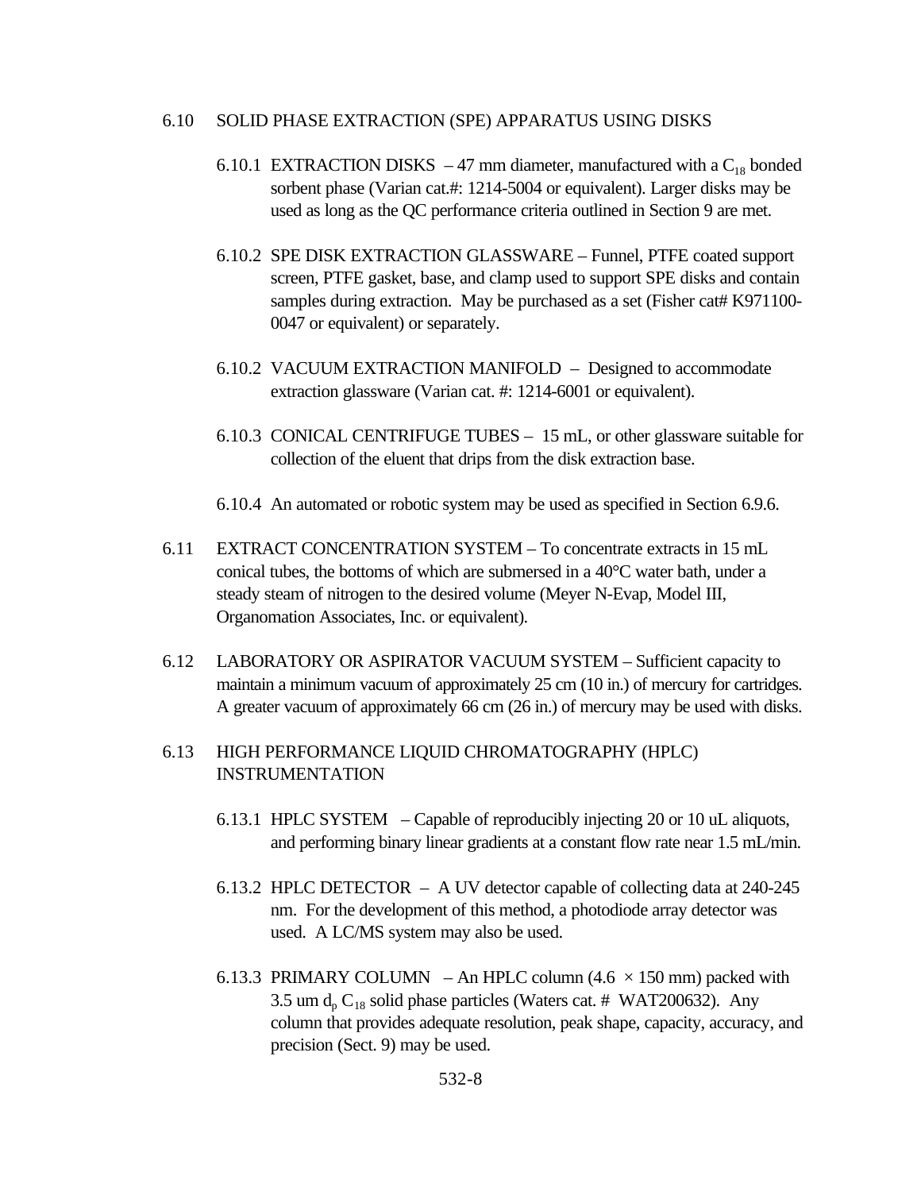6.10 SOLID PHASE EXTRACTION (SPE) APPARATUS USING DISKS

6.10.1 EXTRACTION DISKS – 47 mm diameter, manufactured with a $C_{18}$ bonded sorbent phase (Varian cat.#: 1214-5004 or equivalent). Larger disks may be used as long as the QC performance criteria outlined in Section 9 are met.

6.10.2 SPE DISK EXTRACTION GLASSWARE – Funnel, PTFE coated support screen, PTFE gasket, base, and clamp used to support SPE disks and contain samples during extraction. May be purchased as a set (Fisher cat# K971100-0047 or equivalent) or separately.

6.10.2 VACUUM EXTRACTION MANIFOLD – Designed to accommodate extraction glassware (Varian cat. #: 1214-6001 or equivalent).

6.10.3 CONICAL CENTRIFUGE TUBES – 15 mL, or other glassware suitable for collection of the eluent that drips from the disk extraction base.

6.10.4 An automated or robotic system may be used as specified in Section 6.9.6.

6.11 EXTRACT CONCENTRATION SYSTEM – To concentrate extracts in 15 mL conical tubes, the bottoms of which are submersed in a 40°C water bath, under a steady steam of nitrogen to the desired volume (Meyer N-Evap, Model III, Organomation Associates, Inc. or equivalent).

6.12 LABORATORY OR ASPIRATOR VACUUM SYSTEM – Sufficient capacity to maintain a minimum vacuum of approximately 25 cm (10 in.) of mercury for cartridges. A greater vacuum of approximately 66 cm (26 in.) of mercury may be used with disks.

6.13 HIGH PERFORMANCE LIQUID CHROMATOGRAPHY (HPLC) INSTRUMENTATION

6.13.1 HPLC SYSTEM – Capable of reproducibly injecting 20 or 10 uL aliquots, and performing binary linear gradients at a constant flow rate near 1.5 mL/min.

6.13.2 HPLC DETECTOR – A UV detector capable of collecting data at 240-245 nm. For the development of this method, a photodiode array detector was used. A LC/MS system may also be used.

6.13.3 PRIMARY COLUMN – An HPLC column (4.6 $\times$ 150 mm) packed with 3.5 um $d_p$ $C_{18}$ solid phase particles (Waters cat. # WAT200632). Any column that provides adequate resolution, peak shape, capacity, accuracy, and precision (Sect. 9) may be used.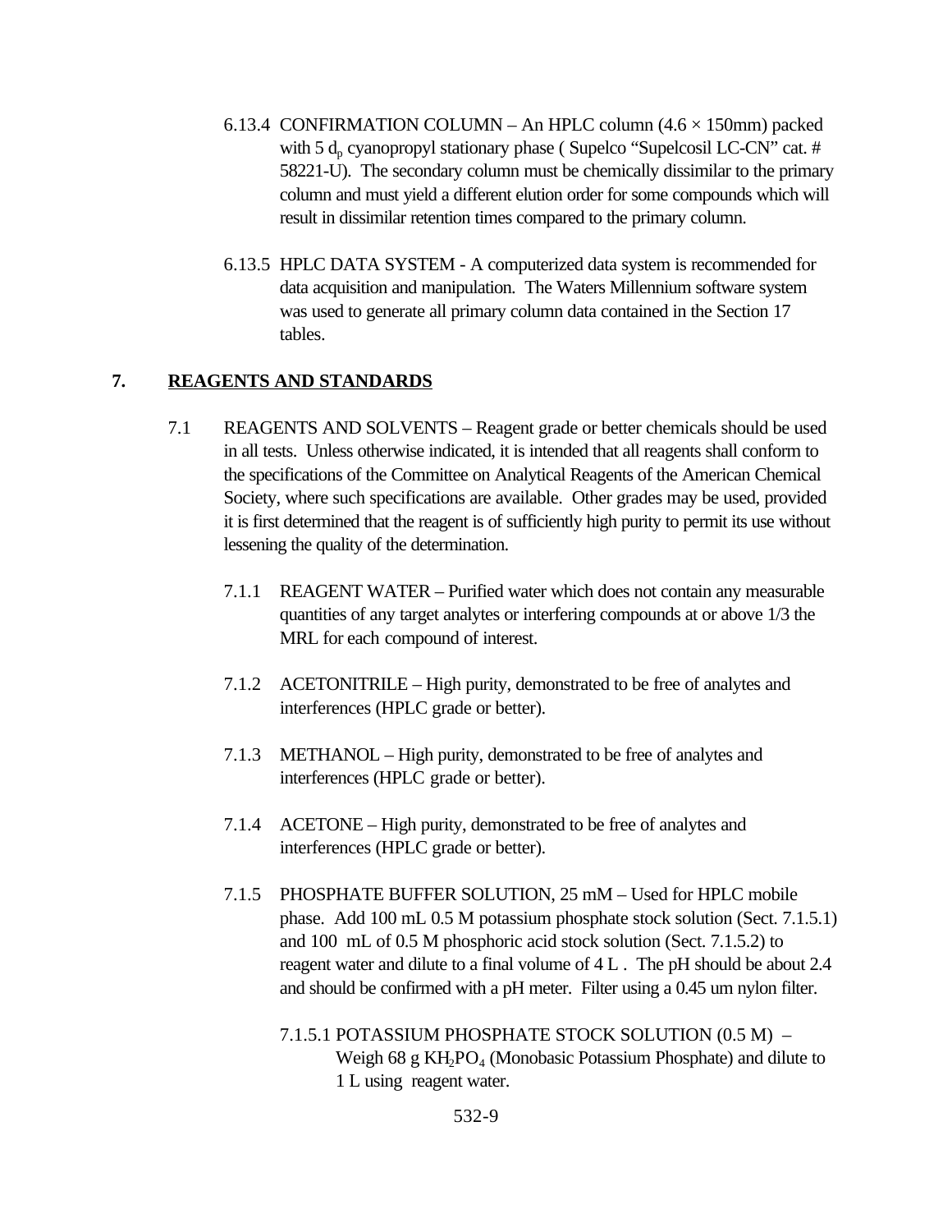6.13.4 CONFIRMATION COLUMN – An HPLC column (4.6 × 150mm) packed with 5 $d_p$ cyanopropyl stationary phase ( Supelco "Supelcosil LC-CN" cat. # 58221-U). The secondary column must be chemically dissimilar to the primary column and must yield a different elution order for some compounds which will result in dissimilar retention times compared to the primary column.

6.13.5 HPLC DATA SYSTEM - A computerized data system is recommended for data acquisition and manipulation. The Waters Millennium software system was used to generate all primary column data contained in the Section 17 tables.

## 7. REAGENTS AND STANDARDS

7.1 REAGENTS AND SOLVENTS – Reagent grade or better chemicals should be used in all tests. Unless otherwise indicated, it is intended that all reagents shall conform to the specifications of the Committee on Analytical Reagents of the American Chemical Society, where such specifications are available. Other grades may be used, provided it is first determined that the reagent is of sufficiently high purity to permit its use without lessening the quality of the determination.

7.1.1 REAGENT WATER – Purified water which does not contain any measurable quantities of any target analytes or interfering compounds at or above 1/3 the MRL for each compound of interest.

7.1.2 ACETONITRILE – High purity, demonstrated to be free of analytes and interferences (HPLC grade or better).

7.1.3 METHANOL – High purity, demonstrated to be free of analytes and interferences (HPLC grade or better).

7.1.4 ACETONE – High purity, demonstrated to be free of analytes and interferences (HPLC grade or better).

7.1.5 PHOSPHATE BUFFER SOLUTION, 25 mM – Used for HPLC mobile phase. Add 100 mL 0.5 M potassium phosphate stock solution (Sect. 7.1.5.1) and 100 mL of 0.5 M phosphoric acid stock solution (Sect. 7.1.5.2) to reagent water and dilute to a final volume of 4 L . The pH should be about 2.4 and should be confirmed with a pH meter. Filter using a 0.45 um nylon filter.

7.1.5.1 POTASSIUM PHOSPHATE STOCK SOLUTION (0.5 M) – Weigh 68 g $KH_2PO_4$ (Monobasic Potassium Phosphate) and dilute to 1 L using reagent water.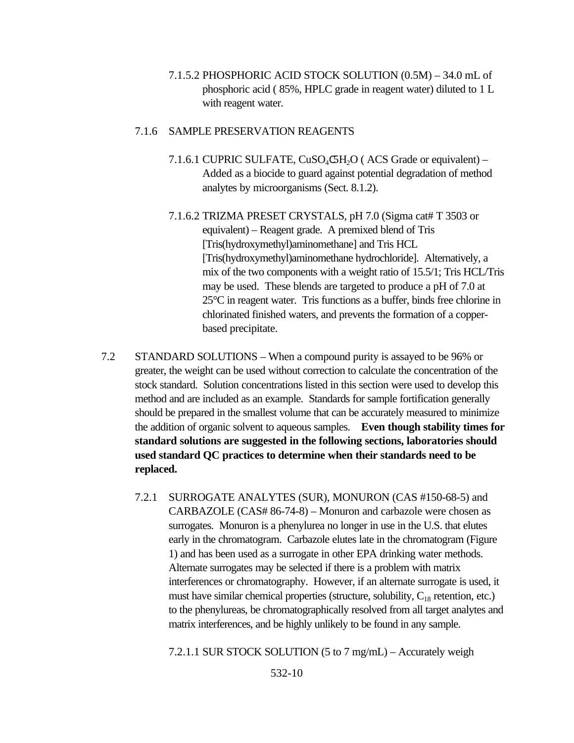7.1.5.2 PHOSPHORIC ACID STOCK SOLUTION (0.5M) – 34.0 mL of phosphoric acid ( 85%, HPLC grade in reagent water) diluted to 1 L with reagent water.

7.1.6 SAMPLE PRESERVATION REAGENTS

7.1.6.1 CUPRIC SULFATE, $CuSO_4 \cdot 5H_2O$ ( ACS Grade or equivalent) – Added as a biocide to guard against potential degradation of method analytes by microorganisms (Sect. 8.1.2).

7.1.6.2 TRIZMA PRESET CRYSTALS, pH 7.0 (Sigma cat# T 3503 or equivalent) – Reagent grade. A premixed blend of Tris [Tris(hydroxymethyl)aminomethane] and Tris HCL [Tris(hydroxymethyl)aminomethane hydrochloride]. Alternatively, a mix of the two components with a weight ratio of 15.5/1; Tris HCL/Tris may be used. These blends are targeted to produce a pH of 7.0 at 25°C in reagent water. Tris functions as a buffer, binds free chlorine in chlorinated finished waters, and prevents the formation of a copper-based precipitate.

7.2 STANDARD SOLUTIONS – When a compound purity is assayed to be 96% or greater, the weight can be used without correction to calculate the concentration of the stock standard. Solution concentrations listed in this section were used to develop this method and are included as an example. Standards for sample fortification generally should be prepared in the smallest volume that can be accurately measured to minimize the addition of organic solvent to aqueous samples. **Even though stability times for standard solutions are suggested in the following sections, laboratories should used standard QC practices to determine when their standards need to be replaced.**

7.2.1 SURROGATE ANALYTES (SUR), MONURON (CAS #150-68-5) and CARBAZOLE (CAS# 86-74-8) – Monuron and carbazole were chosen as surrogates. Monuron is a phenylurea no longer in use in the U.S. that elutes early in the chromatogram. Carbazole elutes late in the chromatogram (Figure 1) and has been used as a surrogate in other EPA drinking water methods. Alternate surrogates may be selected if there is a problem with matrix interferences or chromatography. However, if an alternate surrogate is used, it must have similar chemical properties (structure, solubility, $C_{18}$ retention, etc.) to the phenylureas, be chromatographically resolved from all target analytes and matrix interferences, and be highly unlikely to be found in any sample.

7.2.1.1 SUR STOCK SOLUTION (5 to 7 mg/mL) – Accurately weigh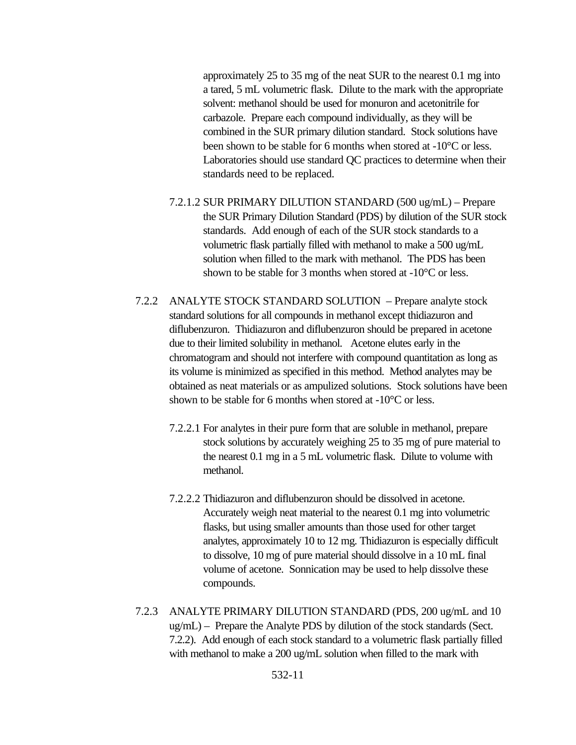approximately 25 to 35 mg of the neat SUR to the nearest 0.1 mg into a tared, 5 mL volumetric flask. Dilute to the mark with the appropriate solvent: methanol should be used for monuron and acetonitrile for carbazole. Prepare each compound individually, as they will be combined in the SUR primary dilution standard. Stock solutions have been shown to be stable for 6 months when stored at -10°C or less. Laboratories should use standard QC practices to determine when their standards need to be replaced.

7.2.1.2 SUR PRIMARY DILUTION STANDARD (500 ug/mL) – Prepare the SUR Primary Dilution Standard (PDS) by dilution of the SUR stock standards. Add enough of each of the SUR stock standards to a volumetric flask partially filled with methanol to make a 500 ug/mL solution when filled to the mark with methanol. The PDS has been shown to be stable for 3 months when stored at -10°C or less.

7.2.2 ANALYTE STOCK STANDARD SOLUTION – Prepare analyte stock standard solutions for all compounds in methanol except thidiazuron and diflubenzuron. Thidiazuron and diflubenzuron should be prepared in acetone due to their limited solubility in methanol. Acetone elutes early in the chromatogram and should not interfere with compound quantitation as long as its volume is minimized as specified in this method. Method analytes may be obtained as neat materials or as ampulized solutions. Stock solutions have been shown to be stable for 6 months when stored at -10°C or less.

7.2.2.1 For analytes in their pure form that are soluble in methanol, prepare stock solutions by accurately weighing 25 to 35 mg of pure material to the nearest 0.1 mg in a 5 mL volumetric flask. Dilute to volume with methanol.

7.2.2.2 Thidiazuron and diflubenzuron should be dissolved in acetone. Accurately weigh neat material to the nearest 0.1 mg into volumetric flasks, but using smaller amounts than those used for other target analytes, approximately 10 to 12 mg. Thidiazuron is especially difficult to dissolve, 10 mg of pure material should dissolve in a 10 mL final volume of acetone. Sonnication may be used to help dissolve these compounds.

7.2.3 ANALYTE PRIMARY DILUTION STANDARD (PDS, 200 ug/mL and 10 ug/mL) – Prepare the Analyte PDS by dilution of the stock standards (Sect. 7.2.2). Add enough of each stock standard to a volumetric flask partially filled with methanol to make a 200 ug/mL solution when filled to the mark with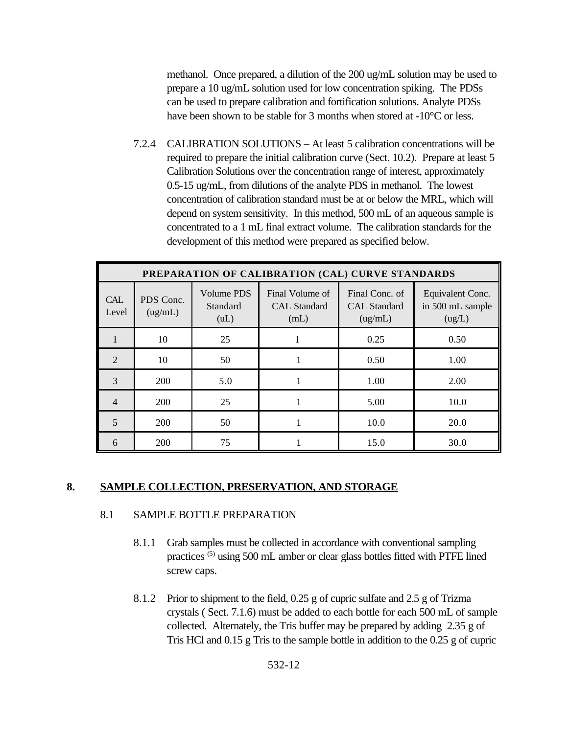methanol. Once prepared, a dilution of the 200 ug/mL solution may be used to prepare a 10 ug/mL solution used for low concentration spiking. The PDSs can be used to prepare calibration and fortification solutions. Analyte PDSs have been shown to be stable for 3 months when stored at -10°C or less.

7.2.4 CALIBRATION SOLUTIONS – At least 5 calibration concentrations will be required to prepare the initial calibration curve (Sect. 10.2). Prepare at least 5 Calibration Solutions over the concentration range of interest, approximately 0.5-15 ug/mL, from dilutions of the analyte PDS in methanol. The lowest concentration of calibration standard must be at or below the MRL, which will depend on system sensitivity. In this method, 500 mL of an aqueous sample is concentrated to a 1 mL final extract volume. The calibration standards for the development of this method were prepared as specified below.

| PREPARATION OF CALIBRATION (CAL) CURVE STANDARDS | | | | | |
|---|---|---|---|---|---|
| CAL Level | PDS Conc. (ug/mL) | Volume PDS Standard (uL) | Final Volume of CAL Standard (mL) | Final Conc. of CAL Standard (ug/mL) | Equivalent Conc. in 500 mL sample (ug/L) |
| 1 | 10 | 25 | 1 | 0.25 | 0.50 |
| 2 | 10 | 50 | 1 | 0.50 | 1.00 |
| 3 | 200 | 5.0 | 1 | 1.00 | 2.00 |
| 4 | 200 | 25 | 1 | 5.00 | 10.0 |
| 5 | 200 | 50 | 1 | 10.0 | 20.0 |
| 6 | 200 | 75 | 1 | 15.0 | 30.0 |

## 8. SAMPLE COLLECTION, PRESERVATION, AND STORAGE

### 8.1 SAMPLE BOTTLE PREPARATION

8.1.1 Grab samples must be collected in accordance with conventional sampling practices [5] using 500 mL amber or clear glass bottles fitted with PTFE lined screw caps.

8.1.2 Prior to shipment to the field, 0.25 g of cupric sulfate and 2.5 g of Trizma crystals ( Sect. 7.1.6) must be added to each bottle for each 500 mL of sample collected. Alternately, the Tris buffer may be prepared by adding 2.35 g of Tris HCl and 0.15 g Tris to the sample bottle in addition to the 0.25 g of cupric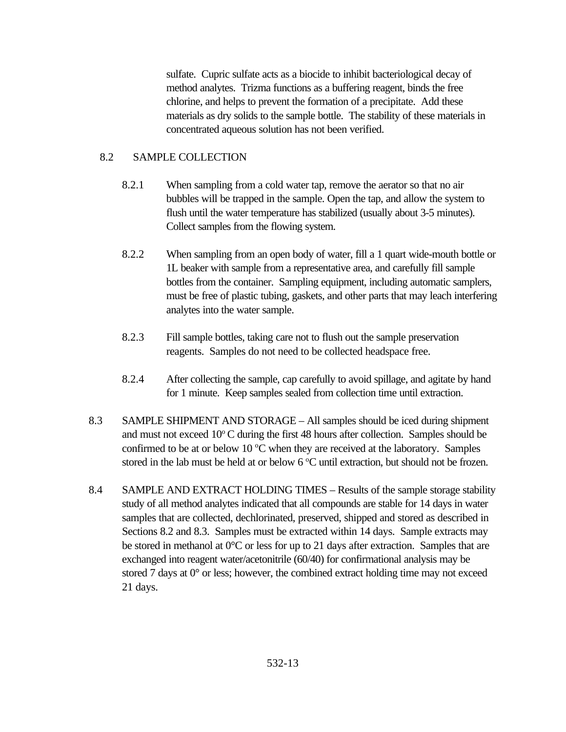sulfate. Cupric sulfate acts as a biocide to inhibit bacteriological decay of method analytes. Trizma functions as a buffering reagent, binds the free chlorine, and helps to prevent the formation of a precipitate. Add these materials as dry solids to the sample bottle. The stability of these materials in concentrated aqueous solution has not been verified.

## 8.2 SAMPLE COLLECTION

8.2.1 When sampling from a cold water tap, remove the aerator so that no air bubbles will be trapped in the sample. Open the tap, and allow the system to flush until the water temperature has stabilized (usually about 3-5 minutes). Collect samples from the flowing system.

8.2.2 When sampling from an open body of water, fill a 1 quart wide-mouth bottle or 1L beaker with sample from a representative area, and carefully fill sample bottles from the container. Sampling equipment, including automatic samplers, must be free of plastic tubing, gaskets, and other parts that may leach interfering analytes into the water sample.

8.2.3 Fill sample bottles, taking care not to flush out the sample preservation reagents. Samples do not need to be collected headspace free.

8.2.4 After collecting the sample, cap carefully to avoid spillage, and agitate by hand for 1 minute. Keep samples sealed from collection time until extraction.

8.3 SAMPLE SHIPMENT AND STORAGE – All samples should be iced during shipment and must not exceed 10$^{o}$ C during the first 48 hours after collection. Samples should be confirmed to be at or below 10 $^{o}$C when they are received at the laboratory. Samples stored in the lab must be held at or below 6 $^{o}$C until extraction, but should not be frozen.

8.4 SAMPLE AND EXTRACT HOLDING TIMES – Results of the sample storage stability study of all method analytes indicated that all compounds are stable for 14 days in water samples that are collected, dechlorinated, preserved, shipped and stored as described in Sections 8.2 and 8.3. Samples must be extracted within 14 days. Sample extracts may be stored in methanol at 0°C or less for up to 21 days after extraction. Samples that are exchanged into reagent water/acetonitrile (60/40) for confirmational analysis may be stored 7 days at 0° or less; however, the combined extract holding time may not exceed 21 days.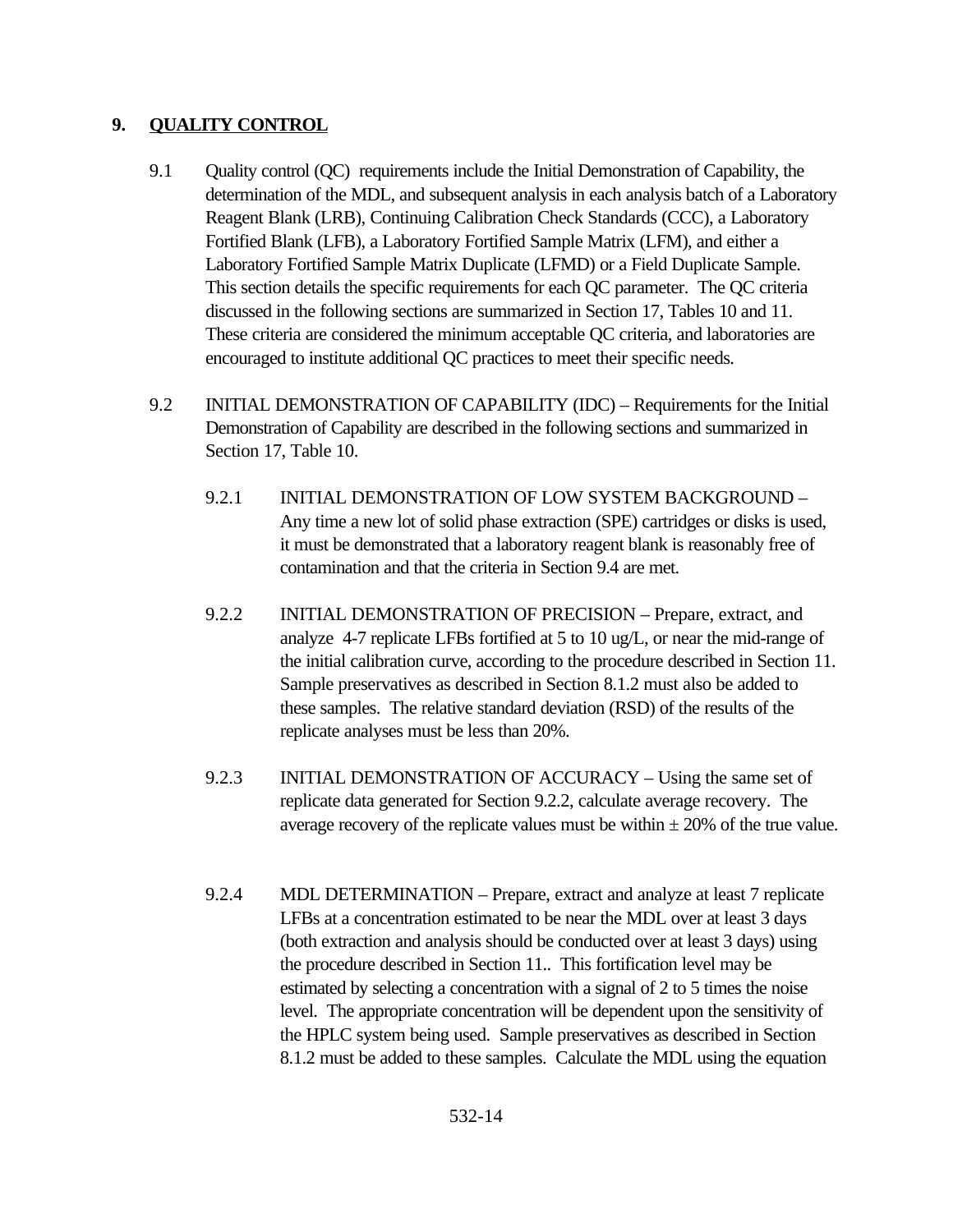## 9. QUALITY CONTROL

9.1 Quality control (QC) requirements include the Initial Demonstration of Capability, the determination of the MDL, and subsequent analysis in each analysis batch of a Laboratory Reagent Blank (LRB), Continuing Calibration Check Standards (CCC), a Laboratory Fortified Blank (LFB), a Laboratory Fortified Sample Matrix (LFM), and either a Laboratory Fortified Sample Matrix Duplicate (LFMD) or a Field Duplicate Sample. This section details the specific requirements for each QC parameter. The QC criteria discussed in the following sections are summarized in Section 17, Tables 10 and 11. These criteria are considered the minimum acceptable QC criteria, and laboratories are encouraged to institute additional QC practices to meet their specific needs.

9.2 INITIAL DEMONSTRATION OF CAPABILITY (IDC) – Requirements for the Initial Demonstration of Capability are described in the following sections and summarized in Section 17, Table 10.

9.2.1 INITIAL DEMONSTRATION OF LOW SYSTEM BACKGROUND – Any time a new lot of solid phase extraction (SPE) cartridges or disks is used, it must be demonstrated that a laboratory reagent blank is reasonably free of contamination and that the criteria in Section 9.4 are met.

9.2.2 INITIAL DEMONSTRATION OF PRECISION – Prepare, extract, and analyze 4-7 replicate LFBs fortified at 5 to 10 ug/L, or near the mid-range of the initial calibration curve, according to the procedure described in Section 11. Sample preservatives as described in Section 8.1.2 must also be added to these samples. The relative standard deviation (RSD) of the results of the replicate analyses must be less than 20%.

9.2.3 INITIAL DEMONSTRATION OF ACCURACY – Using the same set of replicate data generated for Section 9.2.2, calculate average recovery. The average recovery of the replicate values must be within ± 20% of the true value.

9.2.4 MDL DETERMINATION – Prepare, extract and analyze at least 7 replicate LFBs at a concentration estimated to be near the MDL over at least 3 days (both extraction and analysis should be conducted over at least 3 days) using the procedure described in Section 11.. This fortification level may be estimated by selecting a concentration with a signal of 2 to 5 times the noise level. The appropriate concentration will be dependent upon the sensitivity of the HPLC system being used. Sample preservatives as described in Section 8.1.2 must be added to these samples. Calculate the MDL using the equation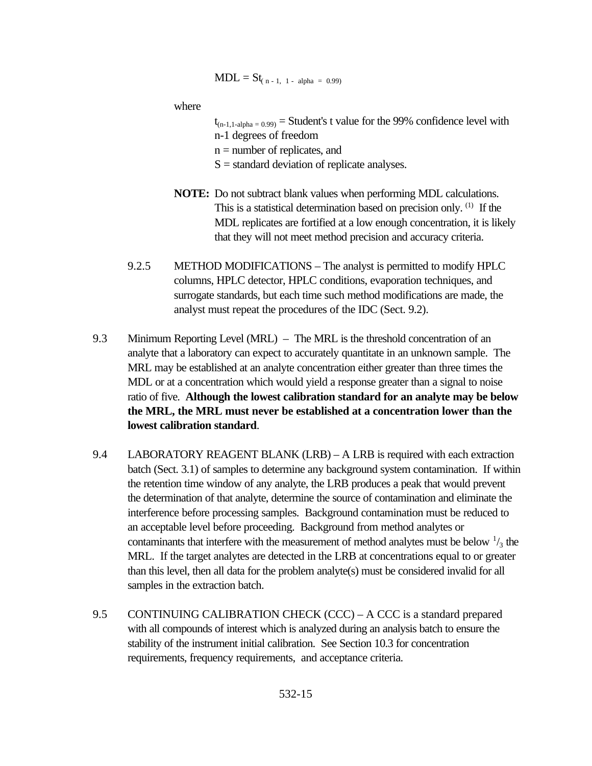$$MDL = St_{(n-1,\ 1-\ alpha\ =\ 0.99)}$$

where

$t_{(n-1,1-alpha = 0.99)}$ = Student's t value for the 99% confidence level with n-1 degrees of freedom
n = number of replicates, and
S = standard deviation of replicate analyses.

**NOTE:** Do not subtract blank values when performing MDL calculations. This is a statistical determination based on precision only. (1) If the MDL replicates are fortified at a low enough concentration, it is likely that they will not meet method precision and accuracy criteria.

9.2.5 METHOD MODIFICATIONS – The analyst is permitted to modify HPLC columns, HPLC detector, HPLC conditions, evaporation techniques, and surrogate standards, but each time such method modifications are made, the analyst must repeat the procedures of the IDC (Sect. 9.2).

9.3 Minimum Reporting Level (MRL) – The MRL is the threshold concentration of an analyte that a laboratory can expect to accurately quantitate in an unknown sample. The MRL may be established at an analyte concentration either greater than three times the MDL or at a concentration which would yield a response greater than a signal to noise ratio of five. **Although the lowest calibration standard for an analyte may be below the MRL, the MRL must never be established at a concentration lower than the lowest calibration standard**.

9.4 LABORATORY REAGENT BLANK (LRB) – A LRB is required with each extraction batch (Sect. 3.1) of samples to determine any background system contamination. If within the retention time window of any analyte, the LRB produces a peak that would prevent the determination of that analyte, determine the source of contamination and eliminate the interference before processing samples. Background contamination must be reduced to an acceptable level before proceeding. Background from method analytes or contaminants that interfere with the measurement of method analytes must be below $^{1}/_{3}$ the MRL. If the target analytes are detected in the LRB at concentrations equal to or greater than this level, then all data for the problem analyte(s) must be considered invalid for all samples in the extraction batch.

9.5 CONTINUING CALIBRATION CHECK (CCC) – A CCC is a standard prepared with all compounds of interest which is analyzed during an analysis batch to ensure the stability of the instrument initial calibration. See Section 10.3 for concentration requirements, frequency requirements, and acceptance criteria.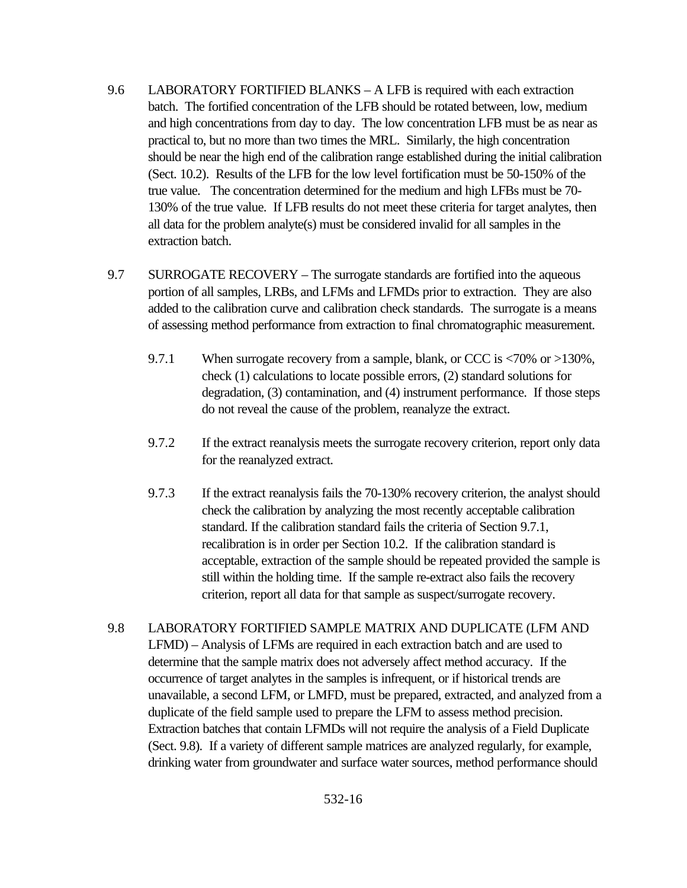9.6 LABORATORY FORTIFIED BLANKS – A LFB is required with each extraction batch. The fortified concentration of the LFB should be rotated between, low, medium and high concentrations from day to day. The low concentration LFB must be as near as practical to, but no more than two times the MRL. Similarly, the high concentration should be near the high end of the calibration range established during the initial calibration (Sect. 10.2). Results of the LFB for the low level fortification must be 50-150% of the true value. The concentration determined for the medium and high LFBs must be 70-130% of the true value. If LFB results do not meet these criteria for target analytes, then all data for the problem analyte(s) must be considered invalid for all samples in the extraction batch.

9.7 SURROGATE RECOVERY – The surrogate standards are fortified into the aqueous portion of all samples, LRBs, and LFMs and LFMDs prior to extraction. They are also added to the calibration curve and calibration check standards. The surrogate is a means of assessing method performance from extraction to final chromatographic measurement.

9.7.1 When surrogate recovery from a sample, blank, or CCC is <70% or >130%, check (1) calculations to locate possible errors, (2) standard solutions for degradation, (3) contamination, and (4) instrument performance. If those steps do not reveal the cause of the problem, reanalyze the extract.

9.7.2 If the extract reanalysis meets the surrogate recovery criterion, report only data for the reanalyzed extract.

9.7.3 If the extract reanalysis fails the 70-130% recovery criterion, the analyst should check the calibration by analyzing the most recently acceptable calibration standard. If the calibration standard fails the criteria of Section 9.7.1, recalibration is in order per Section 10.2. If the calibration standard is acceptable, extraction of the sample should be repeated provided the sample is still within the holding time. If the sample re-extract also fails the recovery criterion, report all data for that sample as suspect/surrogate recovery.

9.8 LABORATORY FORTIFIED SAMPLE MATRIX AND DUPLICATE (LFM AND LFMD) – Analysis of LFMs are required in each extraction batch and are used to determine that the sample matrix does not adversely affect method accuracy. If the occurrence of target analytes in the samples is infrequent, or if historical trends are unavailable, a second LFM, or LMFD, must be prepared, extracted, and analyzed from a duplicate of the field sample used to prepare the LFM to assess method precision. Extraction batches that contain LFMDs will not require the analysis of a Field Duplicate (Sect. 9.8). If a variety of different sample matrices are analyzed regularly, for example, drinking water from groundwater and surface water sources, method performance should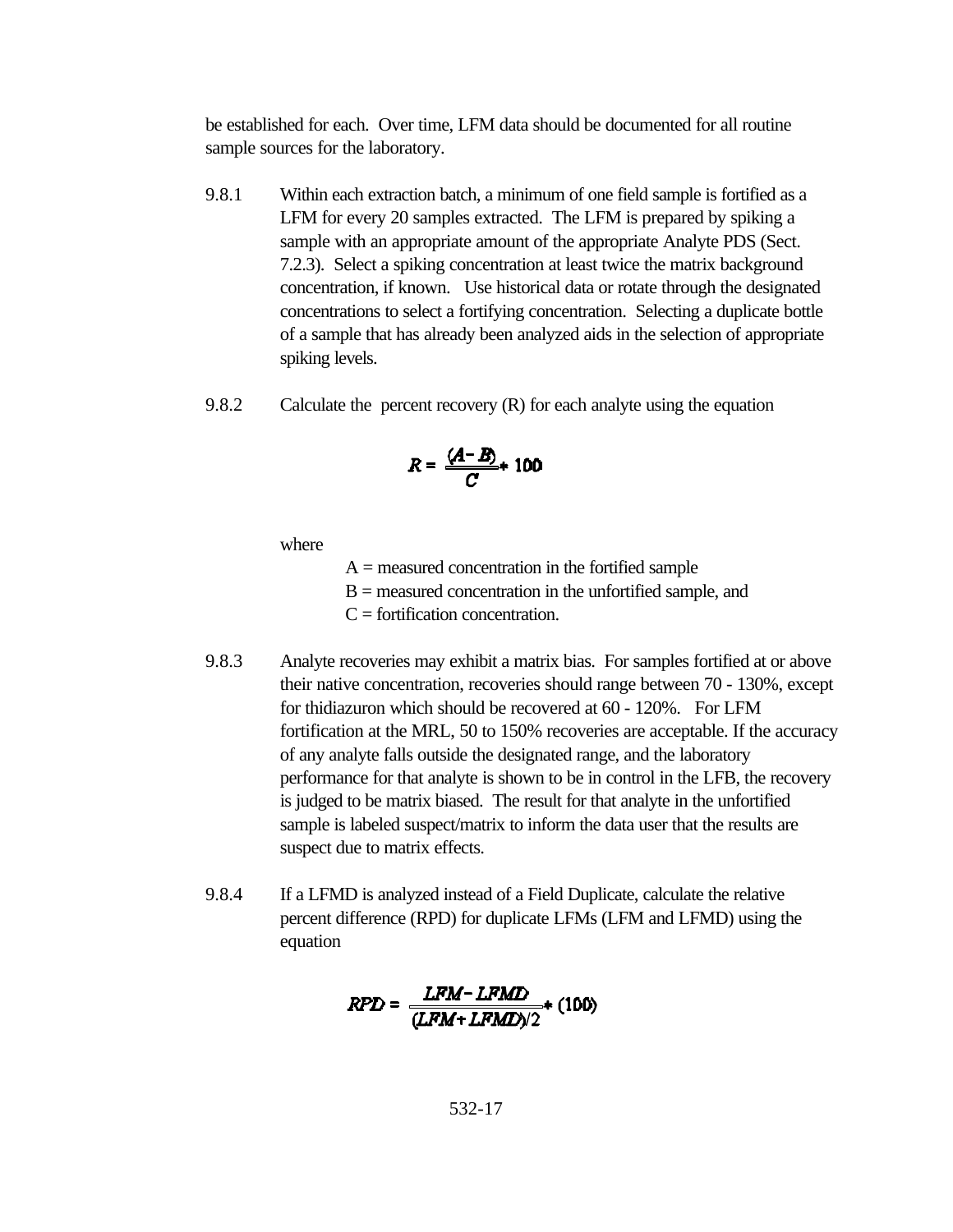be established for each. Over time, LFM data should be documented for all routine sample sources for the laboratory.

9.8.1 Within each extraction batch, a minimum of one field sample is fortified as a LFM for every 20 samples extracted. The LFM is prepared by spiking a sample with an appropriate amount of the appropriate Analyte PDS (Sect. 7.2.3). Select a spiking concentration at least twice the matrix background concentration, if known. Use historical data or rotate through the designated concentrations to select a fortifying concentration. Selecting a duplicate bottle of a sample that has already been analyzed aids in the selection of appropriate spiking levels.

9.8.2 Calculate the percent recovery (R) for each analyte using the equation

$$R = \frac{(A - B)}{C} * 100$$

where

A = measured concentration in the fortified sample
B = measured concentration in the unfortified sample, and
C = fortification concentration.

9.8.3 Analyte recoveries may exhibit a matrix bias. For samples fortified at or above their native concentration, recoveries should range between 70 - 130%, except for thidiazuron which should be recovered at 60 - 120%. For LFM fortification at the MRL, 50 to 150% recoveries are acceptable. If the accuracy of any analyte falls outside the designated range, and the laboratory performance for that analyte is shown to be in control in the LFB, the recovery is judged to be matrix biased. The result for that analyte in the unfortified sample is labeled suspect/matrix to inform the data user that the results are suspect due to matrix effects.

9.8.4 If a LFMD is analyzed instead of a Field Duplicate, calculate the relative percent difference (RPD) for duplicate LFMs (LFM and LFMD) using the equation

$$RPD = \frac{LFM - LFMD}{(LFM + LFMD)/2} * (100)$$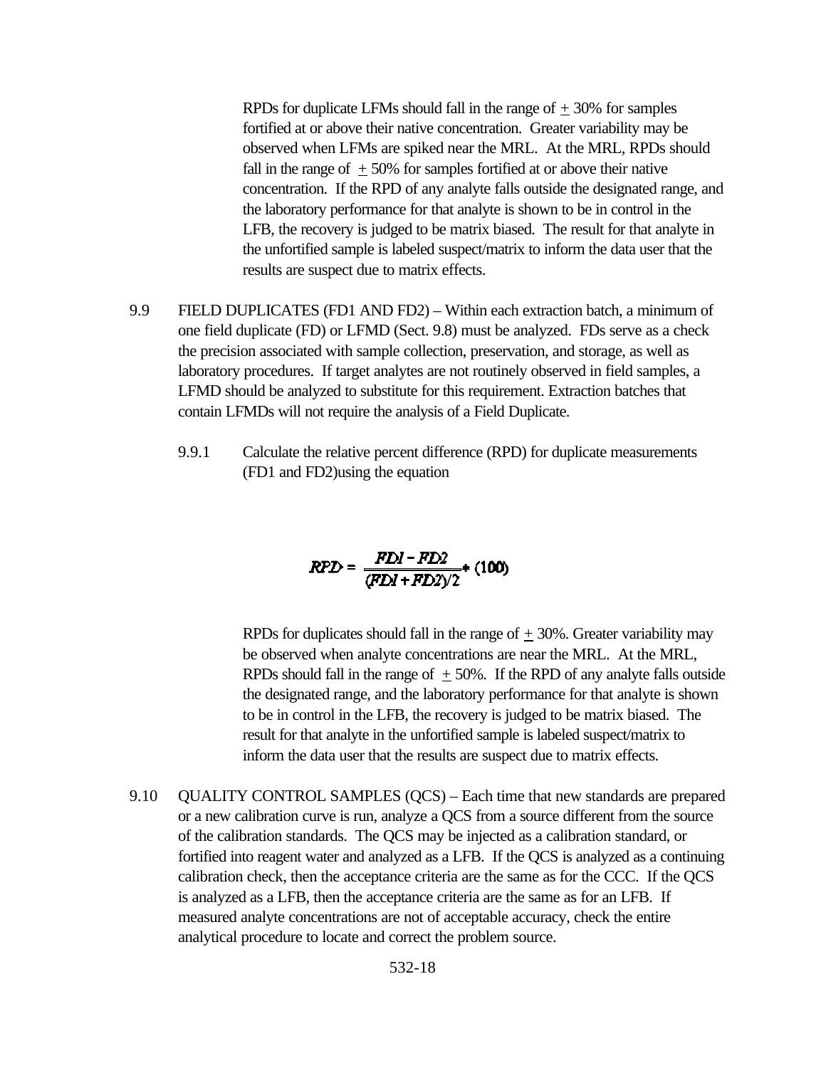RPDs for duplicate LFMs should fall in the range of $\pm$ 30% for samples fortified at or above their native concentration. Greater variability may be observed when LFMs are spiked near the MRL. At the MRL, RPDs should fall in the range of $\pm$ 50% for samples fortified at or above their native concentration. If the RPD of any analyte falls outside the designated range, and the laboratory performance for that analyte is shown to be in control in the LFB, the recovery is judged to be matrix biased. The result for that analyte in the unfortified sample is labeled suspect/matrix to inform the data user that the results are suspect due to matrix effects.

9.9 FIELD DUPLICATES (FD1 AND FD2) – Within each extraction batch, a minimum of one field duplicate (FD) or LFMD (Sect. 9.8) must be analyzed. FDs serve as a check the precision associated with sample collection, preservation, and storage, as well as laboratory procedures. If target analytes are not routinely observed in field samples, a LFMD should be analyzed to substitute for this requirement. Extraction batches that contain LFMDs will not require the analysis of a Field Duplicate.

9.9.1 Calculate the relative percent difference (RPD) for duplicate measurements (FD1 and FD2)using the equation

$$RPD = \frac{FD1 - FD2}{(FD1 + FD2)/2} * (100)$$

RPDs for duplicates should fall in the range of $\pm$ 30%. Greater variability may be observed when analyte concentrations are near the MRL. At the MRL, RPDs should fall in the range of $\pm$ 50%. If the RPD of any analyte falls outside the designated range, and the laboratory performance for that analyte is shown to be in control in the LFB, the recovery is judged to be matrix biased. The result for that analyte in the unfortified sample is labeled suspect/matrix to inform the data user that the results are suspect due to matrix effects.

9.10 QUALITY CONTROL SAMPLES (QCS) – Each time that new standards are prepared or a new calibration curve is run, analyze a QCS from a source different from the source of the calibration standards. The QCS may be injected as a calibration standard, or fortified into reagent water and analyzed as a LFB. If the QCS is analyzed as a continuing calibration check, then the acceptance criteria are the same as for the CCC. If the QCS is analyzed as a LFB, then the acceptance criteria are the same as for an LFB. If measured analyte concentrations are not of acceptable accuracy, check the entire analytical procedure to locate and correct the problem source.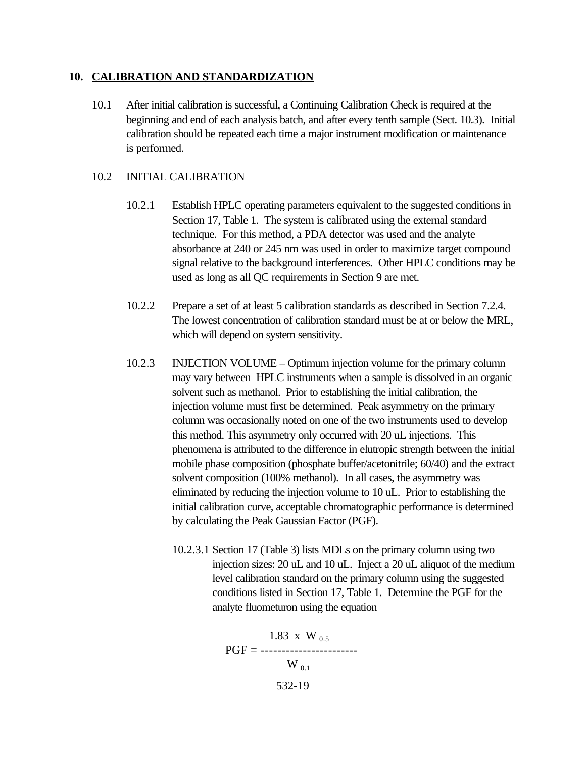## 10. CALIBRATION AND STANDARDIZATION

10.1 After initial calibration is successful, a Continuing Calibration Check is required at the beginning and end of each analysis batch, and after every tenth sample (Sect. 10.3). Initial calibration should be repeated each time a major instrument modification or maintenance is performed.

10.2 INITIAL CALIBRATION

10.2.1 Establish HPLC operating parameters equivalent to the suggested conditions in Section 17, Table 1. The system is calibrated using the external standard technique. For this method, a PDA detector was used and the analyte absorbance at 240 or 245 nm was used in order to maximize target compound signal relative to the background interferences. Other HPLC conditions may be used as long as all QC requirements in Section 9 are met.

10.2.2 Prepare a set of at least 5 calibration standards as described in Section 7.2.4. The lowest concentration of calibration standard must be at or below the MRL, which will depend on system sensitivity.

10.2.3 INJECTION VOLUME – Optimum injection volume for the primary column may vary between HPLC instruments when a sample is dissolved in an organic solvent such as methanol. Prior to establishing the initial calibration, the injection volume must first be determined. Peak asymmetry on the primary column was occasionally noted on one of the two instruments used to develop this method. This asymmetry only occurred with 20 uL injections. This phenomena is attributed to the difference in elutropic strength between the initial mobile phase composition (phosphate buffer/acetonitrile; 60/40) and the extract solvent composition (100% methanol). In all cases, the asymmetry was eliminated by reducing the injection volume to 10 uL. Prior to establishing the initial calibration curve, acceptable chromatographic performance is determined by calculating the Peak Gaussian Factor (PGF).

10.2.3.1 Section 17 (Table 3) lists MDLs on the primary column using two injection sizes: 20 uL and 10 uL. Inject a 20 uL aliquot of the medium level calibration standard on the primary column using the suggested conditions listed in Section 17, Table 1. Determine the PGF for the analyte fluometuron using the equation

$$PGF = \frac{1.83 \times W_{0.5}}{W_{0.1}}$$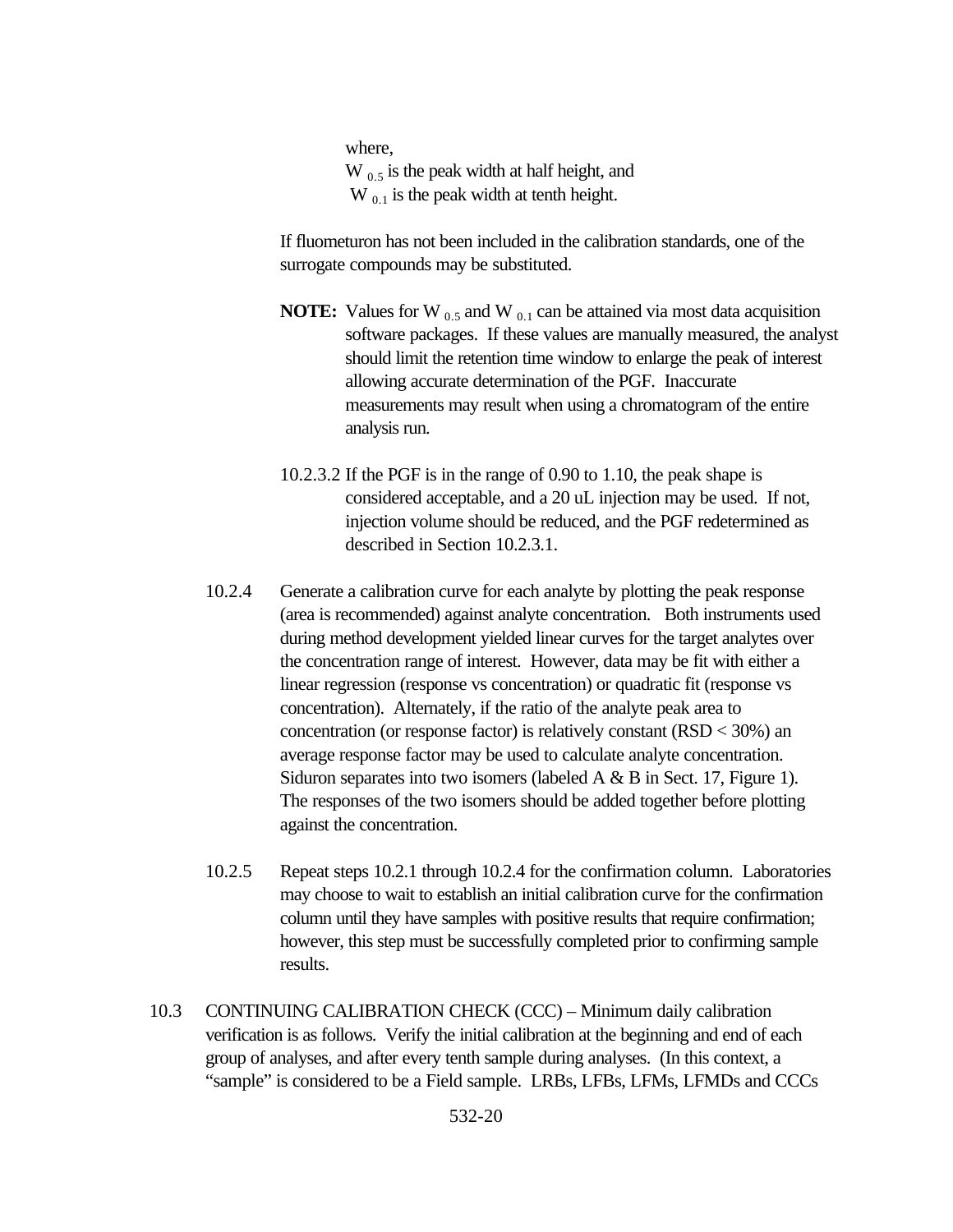where,
$W_{0.5}$ is the peak width at half height, and
$W_{0.1}$ is the peak width at tenth height.

If fluometuron has not been included in the calibration standards, one of the surrogate compounds may be substituted.

**NOTE:** Values for $W_{0.5}$ and $W_{0.1}$ can be attained via most data acquisition software packages. If these values are manually measured, the analyst should limit the retention time window to enlarge the peak of interest allowing accurate determination of the PGF. Inaccurate measurements may result when using a chromatogram of the entire analysis run.

10.2.3.2 If the PGF is in the range of 0.90 to 1.10, the peak shape is considered acceptable, and a 20 uL injection may be used. If not, injection volume should be reduced, and the PGF redetermined as described in Section 10.2.3.1.

10.2.4 Generate a calibration curve for each analyte by plotting the peak response (area is recommended) against analyte concentration. Both instruments used during method development yielded linear curves for the target analytes over the concentration range of interest. However, data may be fit with either a linear regression (response vs concentration) or quadratic fit (response vs concentration). Alternately, if the ratio of the analyte peak area to concentration (or response factor) is relatively constant (RSD < 30%) an average response factor may be used to calculate analyte concentration. Siduron separates into two isomers (labeled A & B in Sect. 17, Figure 1). The responses of the two isomers should be added together before plotting against the concentration.

10.2.5 Repeat steps 10.2.1 through 10.2.4 for the confirmation column. Laboratories may choose to wait to establish an initial calibration curve for the confirmation column until they have samples with positive results that require confirmation; however, this step must be successfully completed prior to confirming sample results.

10.3 CONTINUING CALIBRATION CHECK (CCC) – Minimum daily calibration verification is as follows. Verify the initial calibration at the beginning and end of each group of analyses, and after every tenth sample during analyses. (In this context, a "sample" is considered to be a Field sample. LRBs, LFBs, LFMs, LFMDs and CCCs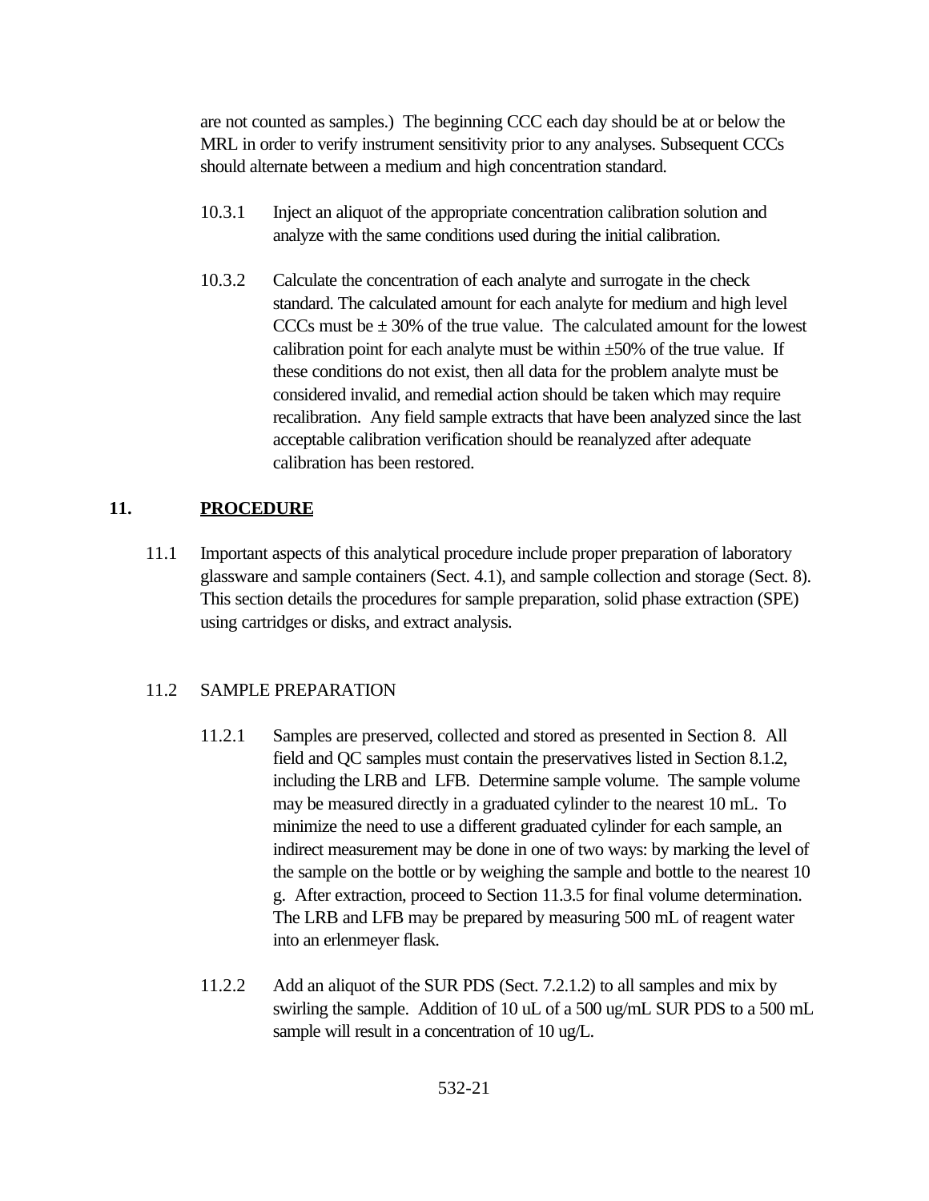are not counted as samples.) The beginning CCC each day should be at or below the MRL in order to verify instrument sensitivity prior to any analyses. Subsequent CCCs should alternate between a medium and high concentration standard.

10.3.1 Inject an aliquot of the appropriate concentration calibration solution and analyze with the same conditions used during the initial calibration.

10.3.2 Calculate the concentration of each analyte and surrogate in the check standard. The calculated amount for each analyte for medium and high level CCCs must be ± 30% of the true value. The calculated amount for the lowest calibration point for each analyte must be within ±50% of the true value. If these conditions do not exist, then all data for the problem analyte must be considered invalid, and remedial action should be taken which may require recalibration. Any field sample extracts that have been analyzed since the last acceptable calibration verification should be reanalyzed after adequate calibration has been restored.

## 11. PROCEDURE

11.1 Important aspects of this analytical procedure include proper preparation of laboratory glassware and sample containers (Sect. 4.1), and sample collection and storage (Sect. 8). This section details the procedures for sample preparation, solid phase extraction (SPE) using cartridges or disks, and extract analysis.

11.2 SAMPLE PREPARATION

11.2.1 Samples are preserved, collected and stored as presented in Section 8. All field and QC samples must contain the preservatives listed in Section 8.1.2, including the LRB and LFB. Determine sample volume. The sample volume may be measured directly in a graduated cylinder to the nearest 10 mL. To minimize the need to use a different graduated cylinder for each sample, an indirect measurement may be done in one of two ways: by marking the level of the sample on the bottle or by weighing the sample and bottle to the nearest 10 g. After extraction, proceed to Section 11.3.5 for final volume determination. The LRB and LFB may be prepared by measuring 500 mL of reagent water into an erlenmeyer flask.

11.2.2 Add an aliquot of the SUR PDS (Sect. 7.2.1.2) to all samples and mix by swirling the sample. Addition of 10 uL of a 500 ug/mL SUR PDS to a 500 mL sample will result in a concentration of 10 ug/L.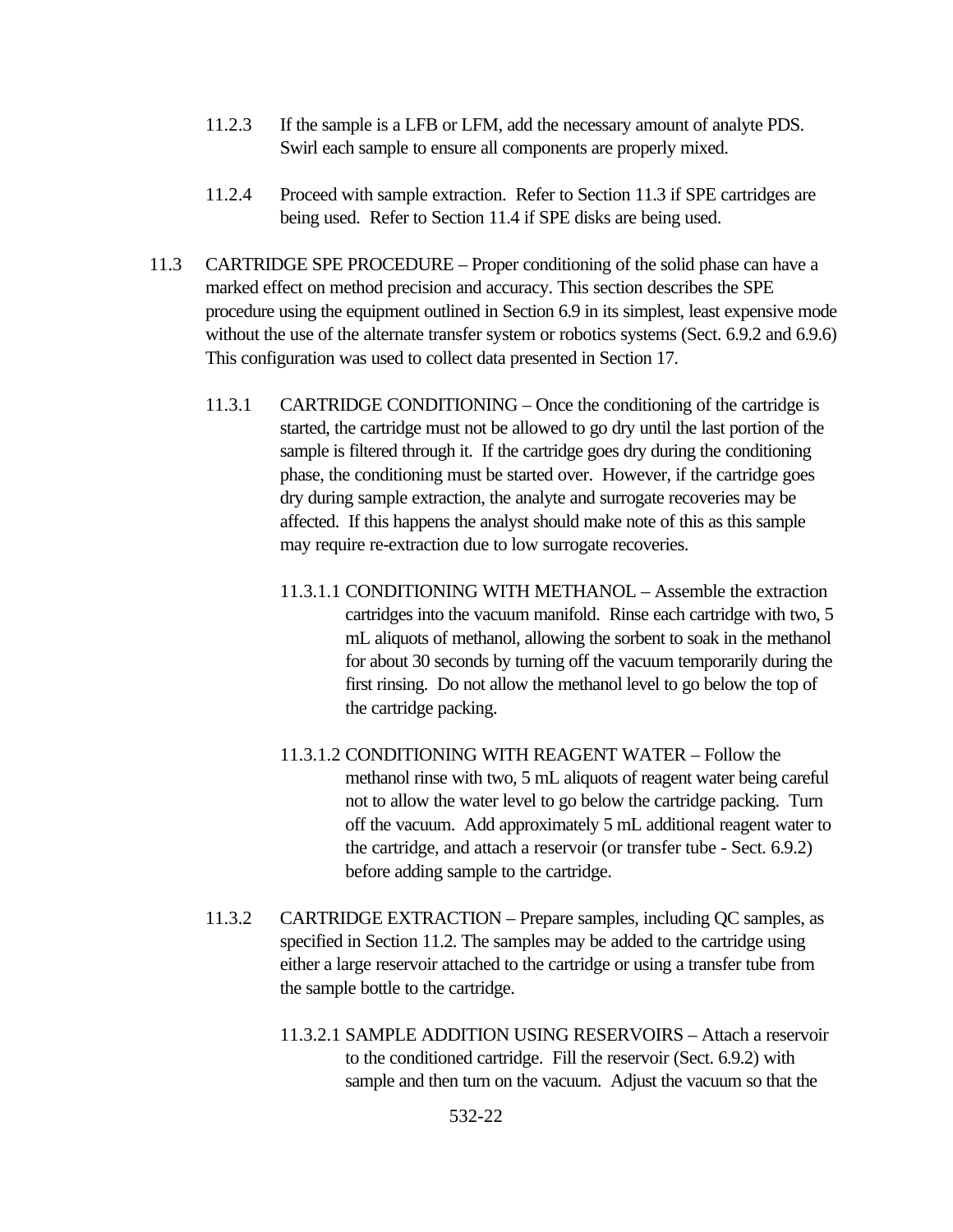11.2.3 If the sample is a LFB or LFM, add the necessary amount of analyte PDS. Swirl each sample to ensure all components are properly mixed.

11.2.4 Proceed with sample extraction. Refer to Section 11.3 if SPE cartridges are being used. Refer to Section 11.4 if SPE disks are being used.

11.3 CARTRIDGE SPE PROCEDURE – Proper conditioning of the solid phase can have a marked effect on method precision and accuracy. This section describes the SPE procedure using the equipment outlined in Section 6.9 in its simplest, least expensive mode without the use of the alternate transfer system or robotics systems (Sect. 6.9.2 and 6.9.6) This configuration was used to collect data presented in Section 17.

11.3.1 CARTRIDGE CONDITIONING – Once the conditioning of the cartridge is started, the cartridge must not be allowed to go dry until the last portion of the sample is filtered through it. If the cartridge goes dry during the conditioning phase, the conditioning must be started over. However, if the cartridge goes dry during sample extraction, the analyte and surrogate recoveries may be affected. If this happens the analyst should make note of this as this sample may require re-extraction due to low surrogate recoveries.

11.3.1.1 CONDITIONING WITH METHANOL – Assemble the extraction cartridges into the vacuum manifold. Rinse each cartridge with two, 5 mL aliquots of methanol, allowing the sorbent to soak in the methanol for about 30 seconds by turning off the vacuum temporarily during the first rinsing. Do not allow the methanol level to go below the top of the cartridge packing.

11.3.1.2 CONDITIONING WITH REAGENT WATER – Follow the methanol rinse with two, 5 mL aliquots of reagent water being careful not to allow the water level to go below the cartridge packing. Turn off the vacuum. Add approximately 5 mL additional reagent water to the cartridge, and attach a reservoir (or transfer tube - Sect. 6.9.2) before adding sample to the cartridge.

11.3.2 CARTRIDGE EXTRACTION – Prepare samples, including QC samples, as specified in Section 11.2. The samples may be added to the cartridge using either a large reservoir attached to the cartridge or using a transfer tube from the sample bottle to the cartridge.

11.3.2.1 SAMPLE ADDITION USING RESERVOIRS – Attach a reservoir to the conditioned cartridge. Fill the reservoir (Sect. 6.9.2) with sample and then turn on the vacuum. Adjust the vacuum so that the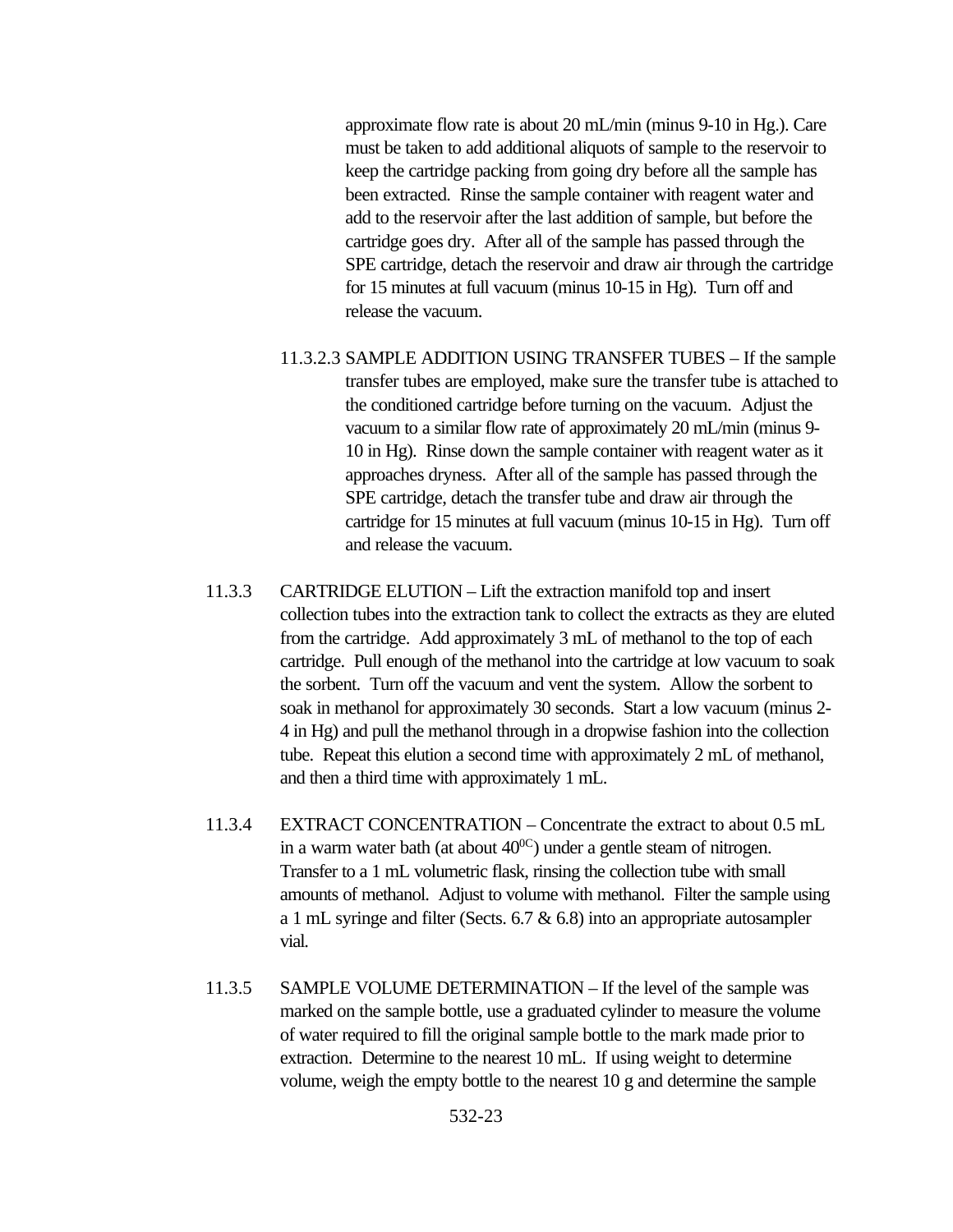approximate flow rate is about 20 mL/min (minus 9-10 in Hg.). Care must be taken to add additional aliquots of sample to the reservoir to keep the cartridge packing from going dry before all the sample has been extracted. Rinse the sample container with reagent water and add to the reservoir after the last addition of sample, but before the cartridge goes dry. After all of the sample has passed through the SPE cartridge, detach the reservoir and draw air through the cartridge for 15 minutes at full vacuum (minus 10-15 in Hg). Turn off and release the vacuum.

11.3.2.3 SAMPLE ADDITION USING TRANSFER TUBES – If the sample transfer tubes are employed, make sure the transfer tube is attached to the conditioned cartridge before turning on the vacuum. Adjust the vacuum to a similar flow rate of approximately 20 mL/min (minus 9-10 in Hg). Rinse down the sample container with reagent water as it approaches dryness. After all of the sample has passed through the SPE cartridge, detach the transfer tube and draw air through the cartridge for 15 minutes at full vacuum (minus 10-15 in Hg). Turn off and release the vacuum.

11.3.3 CARTRIDGE ELUTION – Lift the extraction manifold top and insert collection tubes into the extraction tank to collect the extracts as they are eluted from the cartridge. Add approximately 3 mL of methanol to the top of each cartridge. Pull enough of the methanol into the cartridge at low vacuum to soak the sorbent. Turn off the vacuum and vent the system. Allow the sorbent to soak in methanol for approximately 30 seconds. Start a low vacuum (minus 2-4 in Hg) and pull the methanol through in a dropwise fashion into the collection tube. Repeat this elution a second time with approximately 2 mL of methanol, and then a third time with approximately 1 mL.

11.3.4 EXTRACT CONCENTRATION – Concentrate the extract to about 0.5 mL in a warm water bath (at about $40^{0C}$) under a gentle steam of nitrogen. Transfer to a 1 mL volumetric flask, rinsing the collection tube with small amounts of methanol. Adjust to volume with methanol. Filter the sample using a 1 mL syringe and filter (Sects. 6.7 & 6.8) into an appropriate autosampler vial.

11.3.5 SAMPLE VOLUME DETERMINATION – If the level of the sample was marked on the sample bottle, use a graduated cylinder to measure the volume of water required to fill the original sample bottle to the mark made prior to extraction. Determine to the nearest 10 mL. If using weight to determine volume, weigh the empty bottle to the nearest 10 g and determine the sample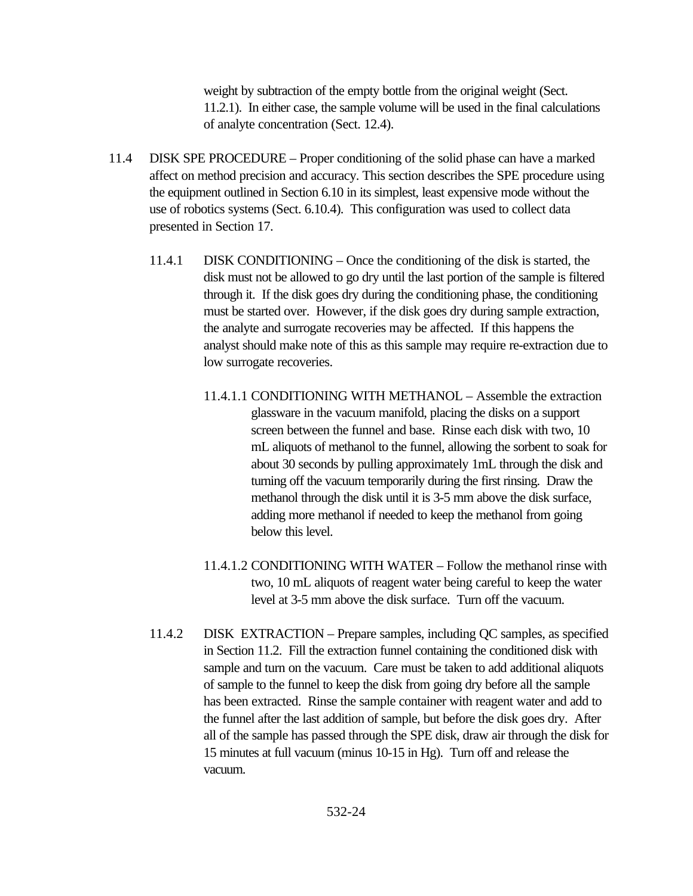weight by subtraction of the empty bottle from the original weight (Sect. 11.2.1). In either case, the sample volume will be used in the final calculations of analyte concentration (Sect. 12.4).

11.4 DISK SPE PROCEDURE – Proper conditioning of the solid phase can have a marked affect on method precision and accuracy. This section describes the SPE procedure using the equipment outlined in Section 6.10 in its simplest, least expensive mode without the use of robotics systems (Sect. 6.10.4). This configuration was used to collect data presented in Section 17.

11.4.1 DISK CONDITIONING – Once the conditioning of the disk is started, the disk must not be allowed to go dry until the last portion of the sample is filtered through it. If the disk goes dry during the conditioning phase, the conditioning must be started over. However, if the disk goes dry during sample extraction, the analyte and surrogate recoveries may be affected. If this happens the analyst should make note of this as this sample may require re-extraction due to low surrogate recoveries.

11.4.1.1 CONDITIONING WITH METHANOL – Assemble the extraction glassware in the vacuum manifold, placing the disks on a support screen between the funnel and base. Rinse each disk with two, 10 mL aliquots of methanol to the funnel, allowing the sorbent to soak for about 30 seconds by pulling approximately 1mL through the disk and turning off the vacuum temporarily during the first rinsing. Draw the methanol through the disk until it is 3-5 mm above the disk surface, adding more methanol if needed to keep the methanol from going below this level.

11.4.1.2 CONDITIONING WITH WATER – Follow the methanol rinse with two, 10 mL aliquots of reagent water being careful to keep the water level at 3-5 mm above the disk surface. Turn off the vacuum.

11.4.2 DISK EXTRACTION – Prepare samples, including QC samples, as specified in Section 11.2. Fill the extraction funnel containing the conditioned disk with sample and turn on the vacuum. Care must be taken to add additional aliquots of sample to the funnel to keep the disk from going dry before all the sample has been extracted. Rinse the sample container with reagent water and add to the funnel after the last addition of sample, but before the disk goes dry. After all of the sample has passed through the SPE disk, draw air through the disk for 15 minutes at full vacuum (minus 10-15 in Hg). Turn off and release the vacuum.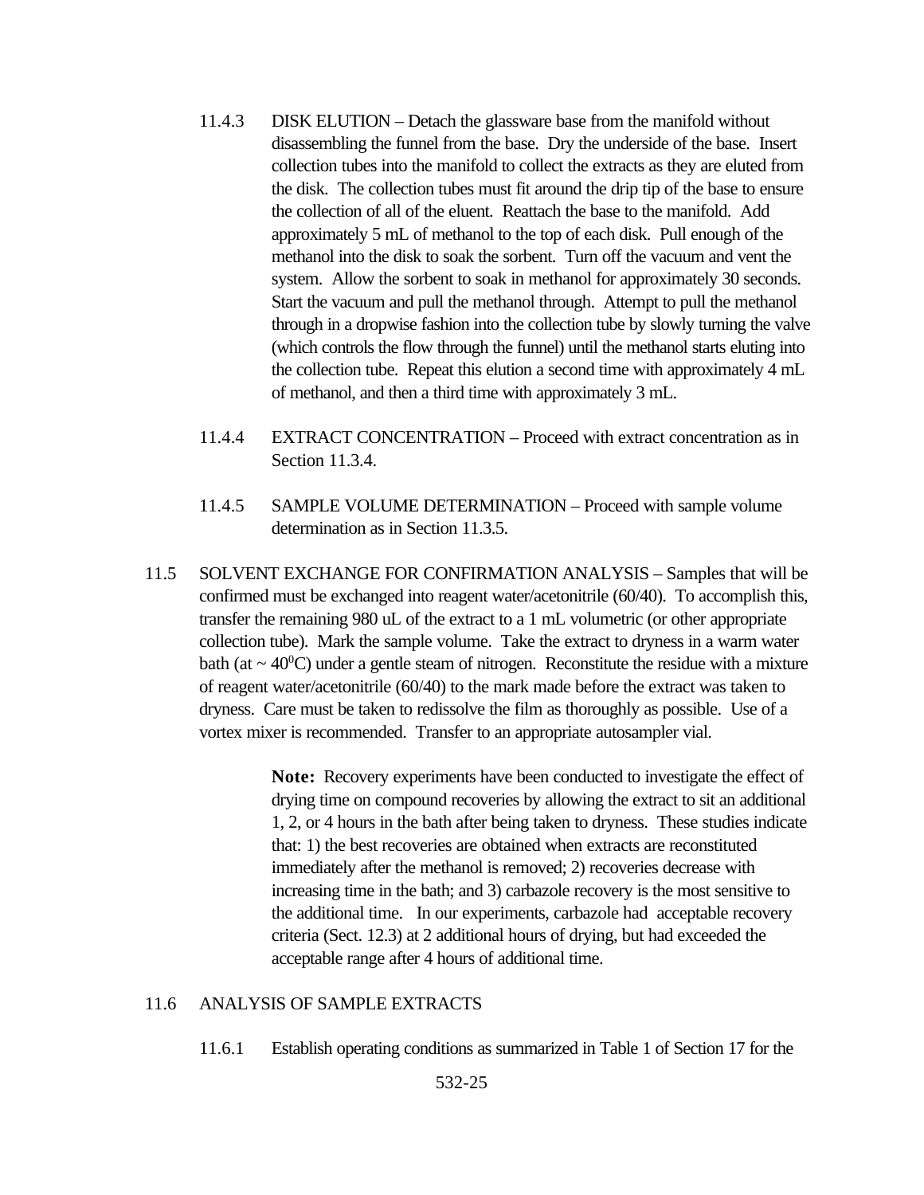11.4.3 DISK ELUTION – Detach the glassware base from the manifold without disassembling the funnel from the base. Dry the underside of the base. Insert collection tubes into the manifold to collect the extracts as they are eluted from the disk. The collection tubes must fit around the drip tip of the base to ensure the collection of all of the eluent. Reattach the base to the manifold. Add approximately 5 mL of methanol to the top of each disk. Pull enough of the methanol into the disk to soak the sorbent. Turn off the vacuum and vent the system. Allow the sorbent to soak in methanol for approximately 30 seconds. Start the vacuum and pull the methanol through. Attempt to pull the methanol through in a dropwise fashion into the collection tube by slowly turning the valve (which controls the flow through the funnel) until the methanol starts eluting into the collection tube. Repeat this elution a second time with approximately 4 mL of methanol, and then a third time with approximately 3 mL.

11.4.4 EXTRACT CONCENTRATION – Proceed with extract concentration as in Section 11.3.4.

11.4.5 SAMPLE VOLUME DETERMINATION – Proceed with sample volume determination as in Section 11.3.5.

11.5 SOLVENT EXCHANGE FOR CONFIRMATION ANALYSIS – Samples that will be confirmed must be exchanged into reagent water/acetonitrile (60/40). To accomplish this, transfer the remaining 980 uL of the extract to a 1 mL volumetric (or other appropriate collection tube). Mark the sample volume. Take the extract to dryness in a warm water bath (at ~ $40^0$C) under a gentle steam of nitrogen. Reconstitute the residue with a mixture of reagent water/acetonitrile (60/40) to the mark made before the extract was taken to dryness. Care must be taken to redissolve the film as thoroughly as possible. Use of a vortex mixer is recommended. Transfer to an appropriate autosampler vial.

> **Note:** Recovery experiments have been conducted to investigate the effect of drying time on compound recoveries by allowing the extract to sit an additional 1, 2, or 4 hours in the bath after being taken to dryness. These studies indicate that: 1) the best recoveries are obtained when extracts are reconstituted immediately after the methanol is removed; 2) recoveries decrease with increasing time in the bath; and 3) carbazole recovery is the most sensitive to the additional time. In our experiments, carbazole had acceptable recovery criteria (Sect. 12.3) at 2 additional hours of drying, but had exceeded the acceptable range after 4 hours of additional time.

11.6 ANALYSIS OF SAMPLE EXTRACTS

11.6.1 Establish operating conditions as summarized in Table 1 of Section 17 for the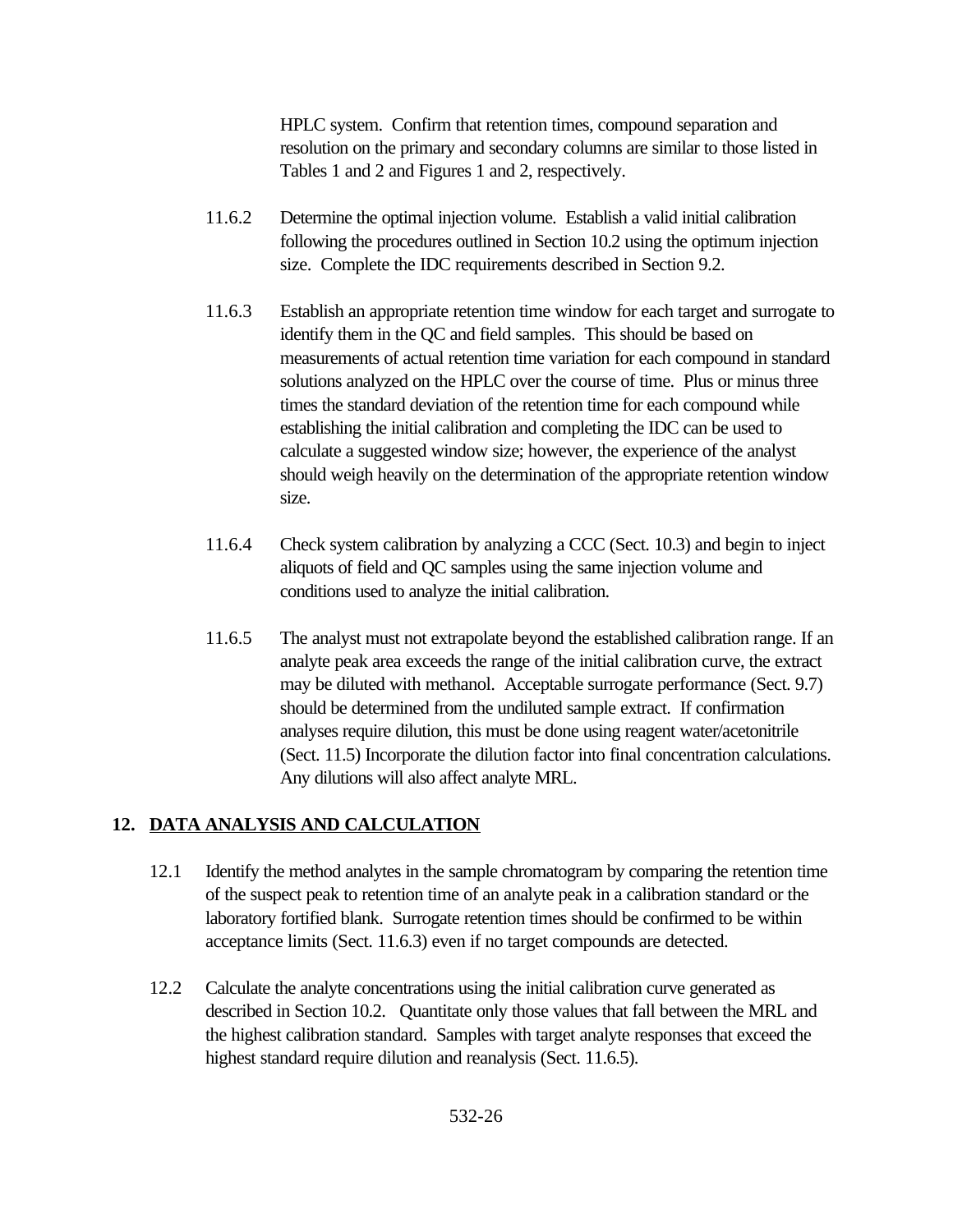HPLC system. Confirm that retention times, compound separation and resolution on the primary and secondary columns are similar to those listed in Tables 1 and 2 and Figures 1 and 2, respectively.

11.6.2 Determine the optimal injection volume. Establish a valid initial calibration following the procedures outlined in Section 10.2 using the optimum injection size. Complete the IDC requirements described in Section 9.2.

11.6.3 Establish an appropriate retention time window for each target and surrogate to identify them in the QC and field samples. This should be based on measurements of actual retention time variation for each compound in standard solutions analyzed on the HPLC over the course of time. Plus or minus three times the standard deviation of the retention time for each compound while establishing the initial calibration and completing the IDC can be used to calculate a suggested window size; however, the experience of the analyst should weigh heavily on the determination of the appropriate retention window size.

11.6.4 Check system calibration by analyzing a CCC (Sect. 10.3) and begin to inject aliquots of field and QC samples using the same injection volume and conditions used to analyze the initial calibration.

11.6.5 The analyst must not extrapolate beyond the established calibration range. If an analyte peak area exceeds the range of the initial calibration curve, the extract may be diluted with methanol. Acceptable surrogate performance (Sect. 9.7) should be determined from the undiluted sample extract. If confirmation analyses require dilution, this must be done using reagent water/acetonitrile (Sect. 11.5) Incorporate the dilution factor into final concentration calculations. Any dilutions will also affect analyte MRL.

## 12. DATA ANALYSIS AND CALCULATION

12.1 Identify the method analytes in the sample chromatogram by comparing the retention time of the suspect peak to retention time of an analyte peak in a calibration standard or the laboratory fortified blank. Surrogate retention times should be confirmed to be within acceptance limits (Sect. 11.6.3) even if no target compounds are detected.

12.2 Calculate the analyte concentrations using the initial calibration curve generated as described in Section 10.2. Quantitate only those values that fall between the MRL and the highest calibration standard. Samples with target analyte responses that exceed the highest standard require dilution and reanalysis (Sect. 11.6.5).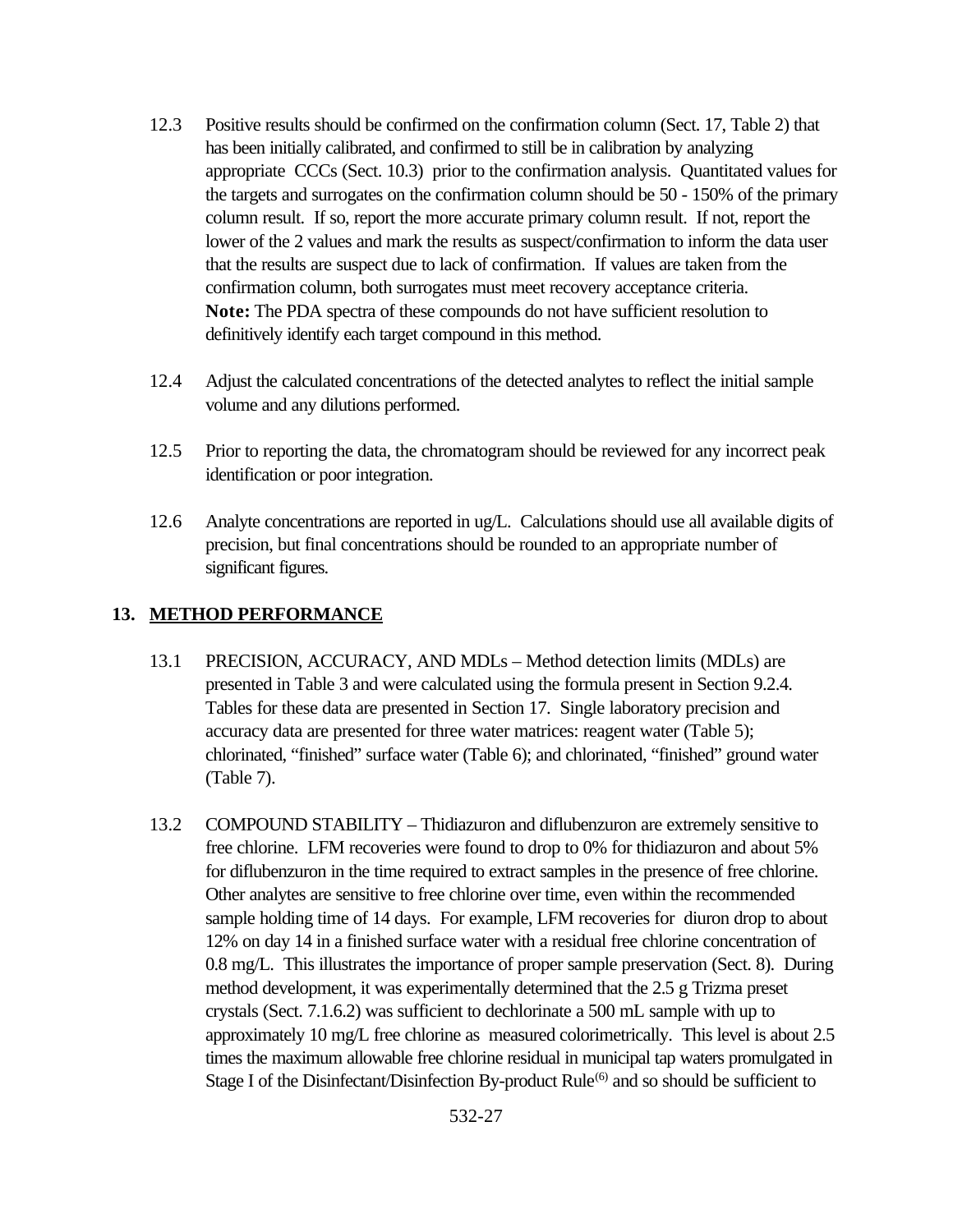12.3 Positive results should be confirmed on the confirmation column (Sect. 17, Table 2) that has been initially calibrated, and confirmed to still be in calibration by analyzing appropriate CCCs (Sect. 10.3) prior to the confirmation analysis. Quantitated values for the targets and surrogates on the confirmation column should be 50 - 150% of the primary column result. If so, report the more accurate primary column result. If not, report the lower of the 2 values and mark the results as suspect/confirmation to inform the data user that the results are suspect due to lack of confirmation. If values are taken from the confirmation column, both surrogates must meet recovery acceptance criteria.
**Note:** The PDA spectra of these compounds do not have sufficient resolution to definitively identify each target compound in this method.

12.4 Adjust the calculated concentrations of the detected analytes to reflect the initial sample volume and any dilutions performed.

12.5 Prior to reporting the data, the chromatogram should be reviewed for any incorrect peak identification or poor integration.

12.6 Analyte concentrations are reported in ug/L. Calculations should use all available digits of precision, but final concentrations should be rounded to an appropriate number of significant figures.

## 13. METHOD PERFORMANCE

13.1 PRECISION, ACCURACY, AND MDLs – Method detection limits (MDLs) are presented in Table 3 and were calculated using the formula present in Section 9.2.4. Tables for these data are presented in Section 17. Single laboratory precision and accuracy data are presented for three water matrices: reagent water (Table 5); chlorinated, "finished" surface water (Table 6); and chlorinated, "finished" ground water (Table 7).

13.2 COMPOUND STABILITY – Thidiazuron and diflubenzuron are extremely sensitive to free chlorine. LFM recoveries were found to drop to 0% for thidiazuron and about 5% for diflubenzuron in the time required to extract samples in the presence of free chlorine. Other analytes are sensitive to free chlorine over time, even within the recommended sample holding time of 14 days. For example, LFM recoveries for diuron drop to about 12% on day 14 in a finished surface water with a residual free chlorine concentration of 0.8 mg/L. This illustrates the importance of proper sample preservation (Sect. 8). During method development, it was experimentally determined that the 2.5 g Trizma preset crystals (Sect. 7.1.6.2) was sufficient to dechlorinate a 500 mL sample with up to approximately 10 mg/L free chlorine as measured colorimetrically. This level is about 2.5 times the maximum allowable free chlorine residual in municipal tap waters promulgated in Stage I of the Disinfectant/Disinfection By-product Rule[6] and so should be sufficient to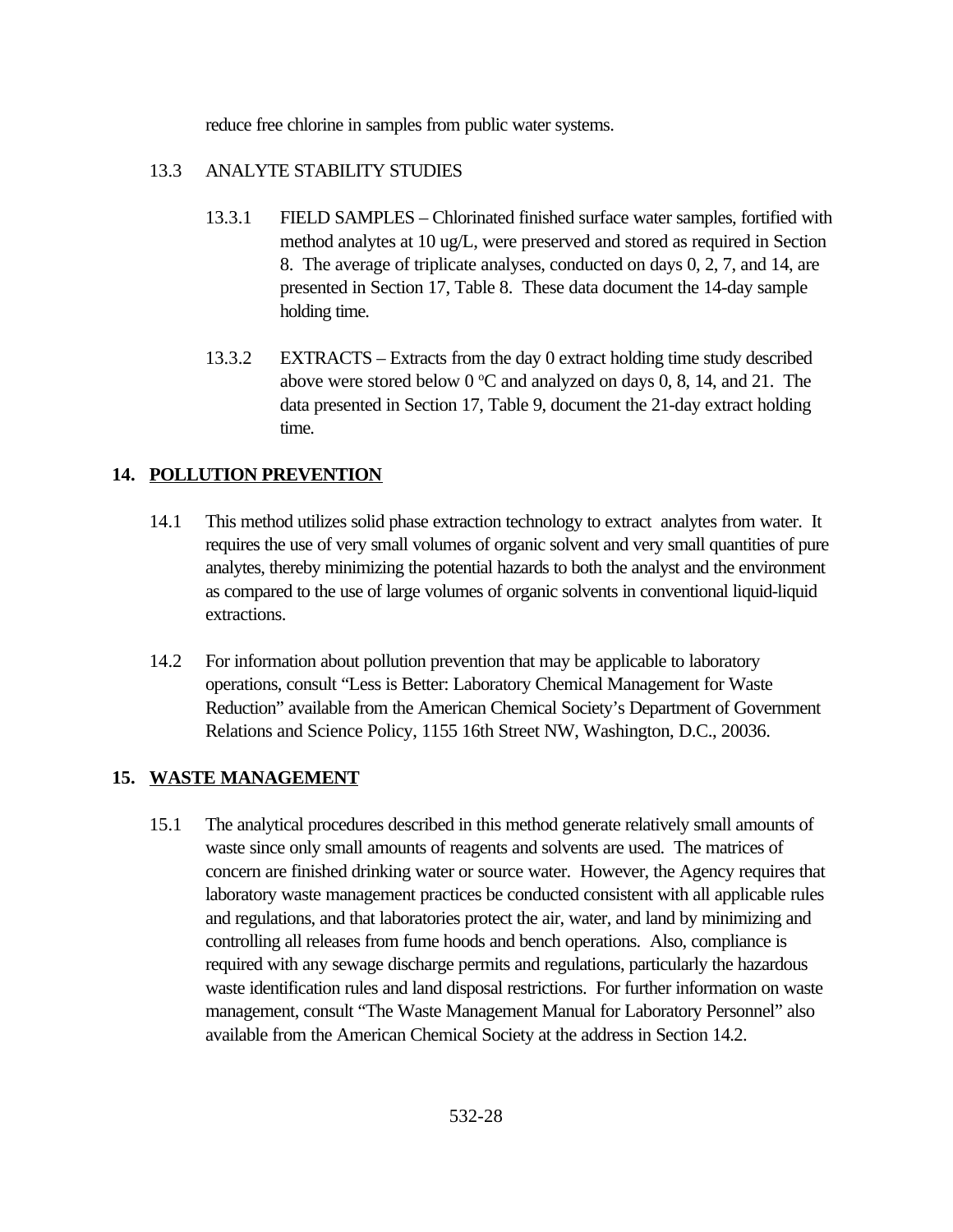reduce free chlorine in samples from public water systems.

13.3 ANALYTE STABILITY STUDIES

13.3.1 FIELD SAMPLES – Chlorinated finished surface water samples, fortified with method analytes at 10 ug/L, were preserved and stored as required in Section 8. The average of triplicate analyses, conducted on days 0, 2, 7, and 14, are presented in Section 17, Table 8. These data document the 14-day sample holding time.

13.3.2 EXTRACTS – Extracts from the day 0 extract holding time study described above were stored below 0 °C and analyzed on days 0, 8, 14, and 21. The data presented in Section 17, Table 9, document the 21-day extract holding time.

## 14. POLLUTION PREVENTION

14.1 This method utilizes solid phase extraction technology to extract analytes from water. It requires the use of very small volumes of organic solvent and very small quantities of pure analytes, thereby minimizing the potential hazards to both the analyst and the environment as compared to the use of large volumes of organic solvents in conventional liquid-liquid extractions.

14.2 For information about pollution prevention that may be applicable to laboratory operations, consult "Less is Better: Laboratory Chemical Management for Waste Reduction" available from the American Chemical Society's Department of Government Relations and Science Policy, 1155 16th Street NW, Washington, D.C., 20036.

## 15. WASTE MANAGEMENT

15.1 The analytical procedures described in this method generate relatively small amounts of waste since only small amounts of reagents and solvents are used. The matrices of concern are finished drinking water or source water. However, the Agency requires that laboratory waste management practices be conducted consistent with all applicable rules and regulations, and that laboratories protect the air, water, and land by minimizing and controlling all releases from fume hoods and bench operations. Also, compliance is required with any sewage discharge permits and regulations, particularly the hazardous waste identification rules and land disposal restrictions. For further information on waste management, consult "The Waste Management Manual for Laboratory Personnel" also available from the American Chemical Society at the address in Section 14.2.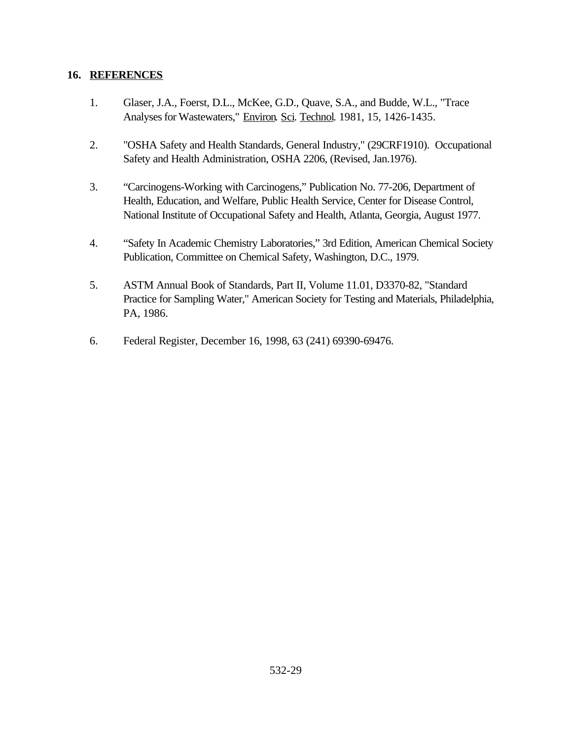## 16. REFERENCES

1. Glaser, J.A., Foerst, D.L., McKee, G.D., Quave, S.A., and Budde, W.L., "Trace Analyses for Wastewaters," Environ. Sci. Technol. 1981, 15, 1426-1435.

2. "OSHA Safety and Health Standards, General Industry," (29CRF1910). Occupational Safety and Health Administration, OSHA 2206, (Revised, Jan.1976).

3. "Carcinogens-Working with Carcinogens," Publication No. 77-206, Department of Health, Education, and Welfare, Public Health Service, Center for Disease Control, National Institute of Occupational Safety and Health, Atlanta, Georgia, August 1977.

4. "Safety In Academic Chemistry Laboratories," 3rd Edition, American Chemical Society Publication, Committee on Chemical Safety, Washington, D.C., 1979.

5. ASTM Annual Book of Standards, Part II, Volume 11.01, D3370-82, "Standard Practice for Sampling Water," American Society for Testing and Materials, Philadelphia, PA, 1986.

6. Federal Register, December 16, 1998, 63 (241) 69390-69476.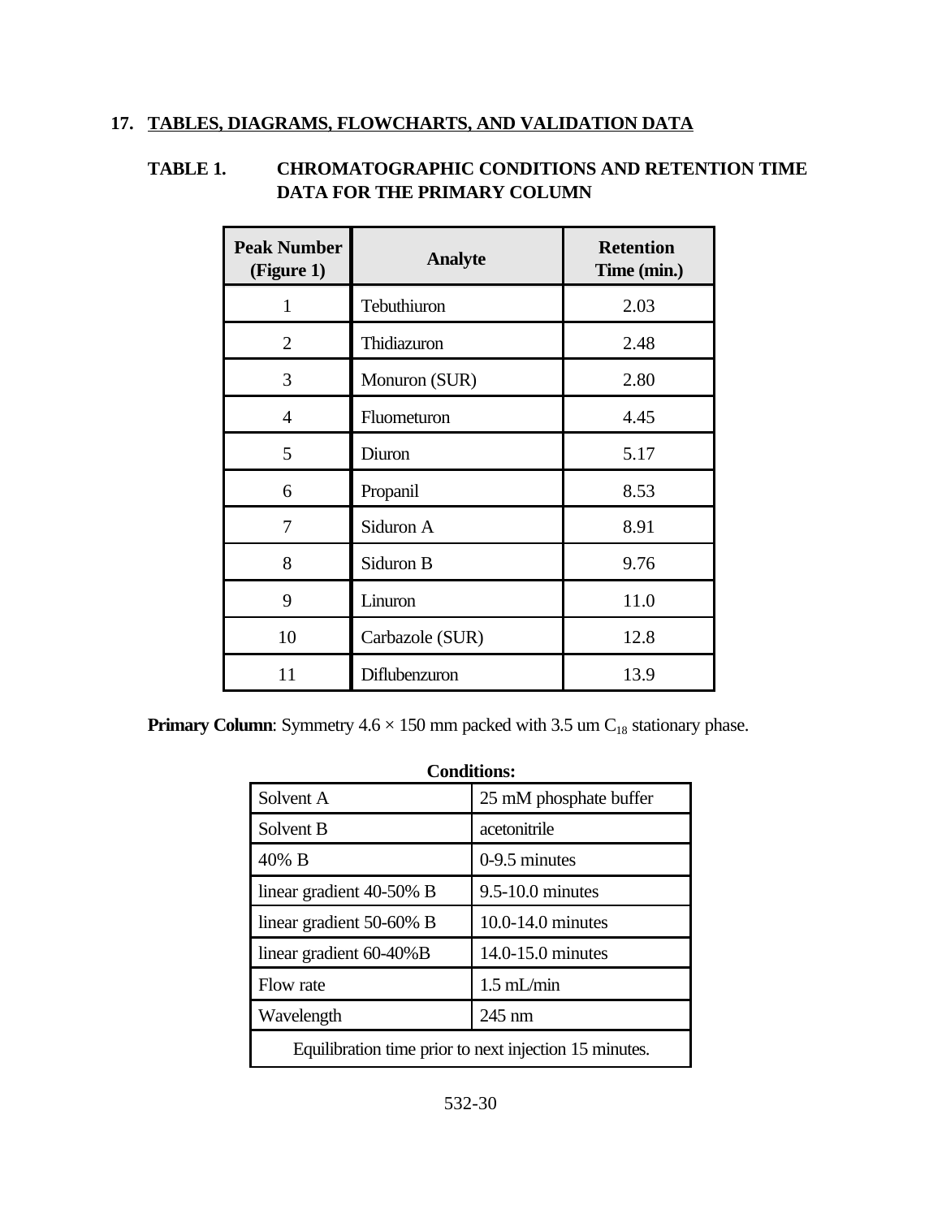## 17. TABLES, DIAGRAMS, FLOWCHARTS, AND VALIDATION DATA

### TABLE 1. CHROMATOGRAPHIC CONDITIONS AND RETENTION TIME DATA FOR THE PRIMARY COLUMN

| Peak Number (Figure 1) | Analyte | Retention Time (min.) |
|---|---|---|
| 1 | Tebuthiuron | 2.03 |
| 2 | Thidiazuron | 2.48 |
| 3 | Monuron (SUR) | 2.80 |
| 4 | Fluometuron | 4.45 |
| 5 | Diuron | 5.17 |
| 6 | Propanil | 8.53 |
| 7 | Siduron A | 8.91 |
| 8 | Siduron B | 9.76 |
| 9 | Linuron | 11.0 |
| 10 | Carbazole (SUR) | 12.8 |
| 11 | Diflubenzuron | 13.9 |

**Primary Column**: Symmetry 4.6 × 150 mm packed with 3.5 um $C_{18}$ stationary phase.

**Conditions:**

| | |
|---|---|
| Solvent A | 25 mM phosphate buffer |
| Solvent B | acetonitrile |
| 40% B | 0-9.5 minutes |
| linear gradient 40-50% B | 9.5-10.0 minutes |
| linear gradient 50-60% B | 10.0-14.0 minutes |
| linear gradient 60-40%B | 14.0-15.0 minutes |
| Flow rate | 1.5 mL/min |
| Wavelength | 245 nm |
| Equilibration time prior to next injection 15 minutes. | |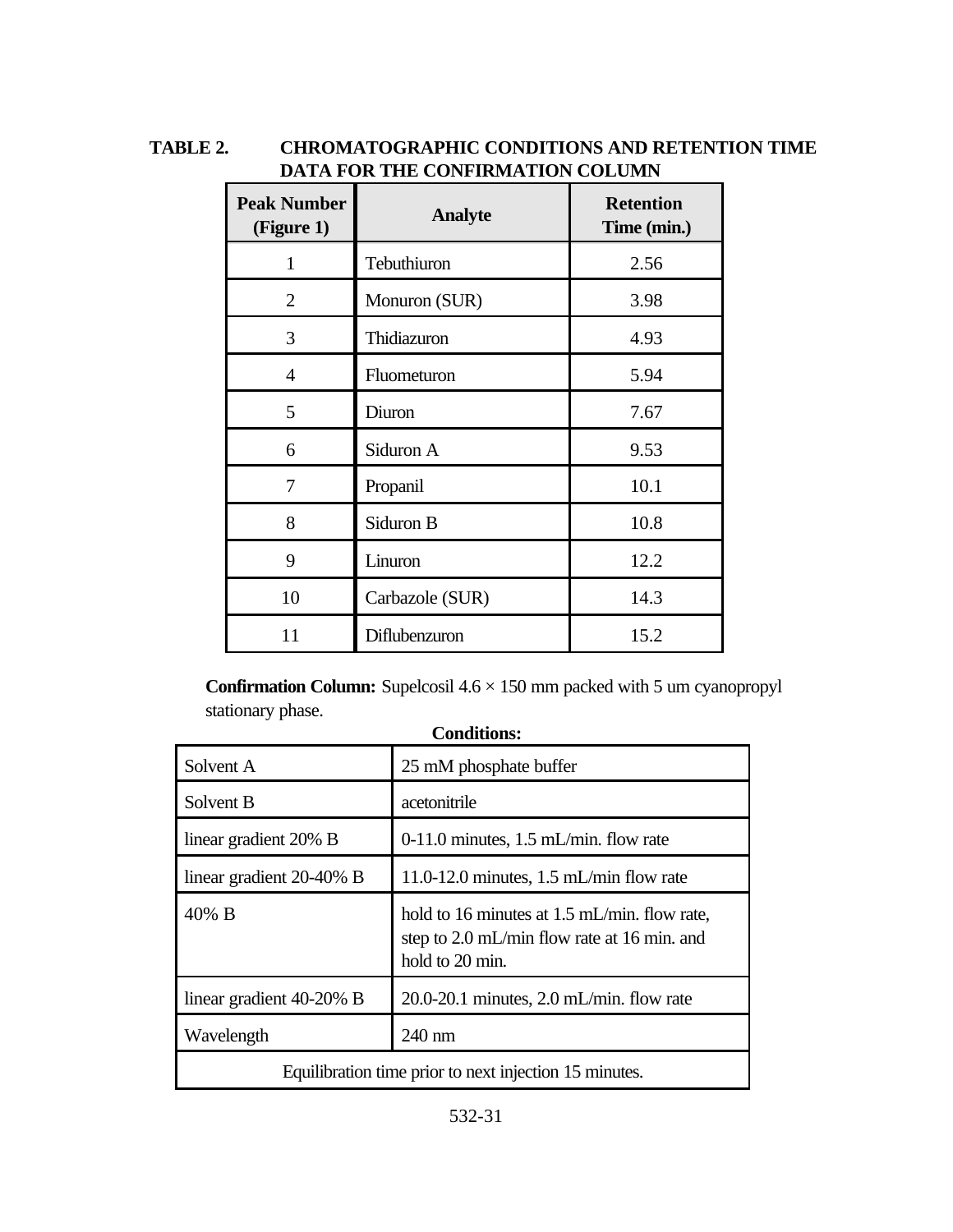**TABLE 2. CHROMATOGRAPHIC CONDITIONS AND RETENTION TIME DATA FOR THE CONFIRMATION COLUMN**

| Peak Number (Figure 1) | Analyte | Retention Time (min.) |
|---|---|---|
| 1 | Tebuthiuron | 2.56 |
| 2 | Monuron (SUR) | 3.98 |
| 3 | Thidiazuron | 4.93 |
| 4 | Fluometuron | 5.94 |
| 5 | Diuron | 7.67 |
| 6 | Siduron A | 9.53 |
| 7 | Propanil | 10.1 |
| 8 | Siduron B | 10.8 |
| 9 | Linuron | 12.2 |
| 10 | Carbazole (SUR) | 14.3 |
| 11 | Diflubenzuron | 15.2 |

**Confirmation Column:** Supelcosil 4.6 × 150 mm packed with 5 um cyanopropyl stationary phase.

**Conditions:**

| | |
|---|---|
| Solvent A | 25 mM phosphate buffer |
| Solvent B | acetonitrile |
| linear gradient 20% B | 0-11.0 minutes, 1.5 mL/min. flow rate |
| linear gradient 20-40% B | 11.0-12.0 minutes, 1.5 mL/min flow rate |
| 40% B | hold to 16 minutes at 1.5 mL/min. flow rate, step to 2.0 mL/min flow rate at 16 min. and hold to 20 min. |
| linear gradient 40-20% B | 20.0-20.1 minutes, 2.0 mL/min. flow rate |
| Wavelength | 240 nm |
| Equilibration time prior to next injection 15 minutes. | |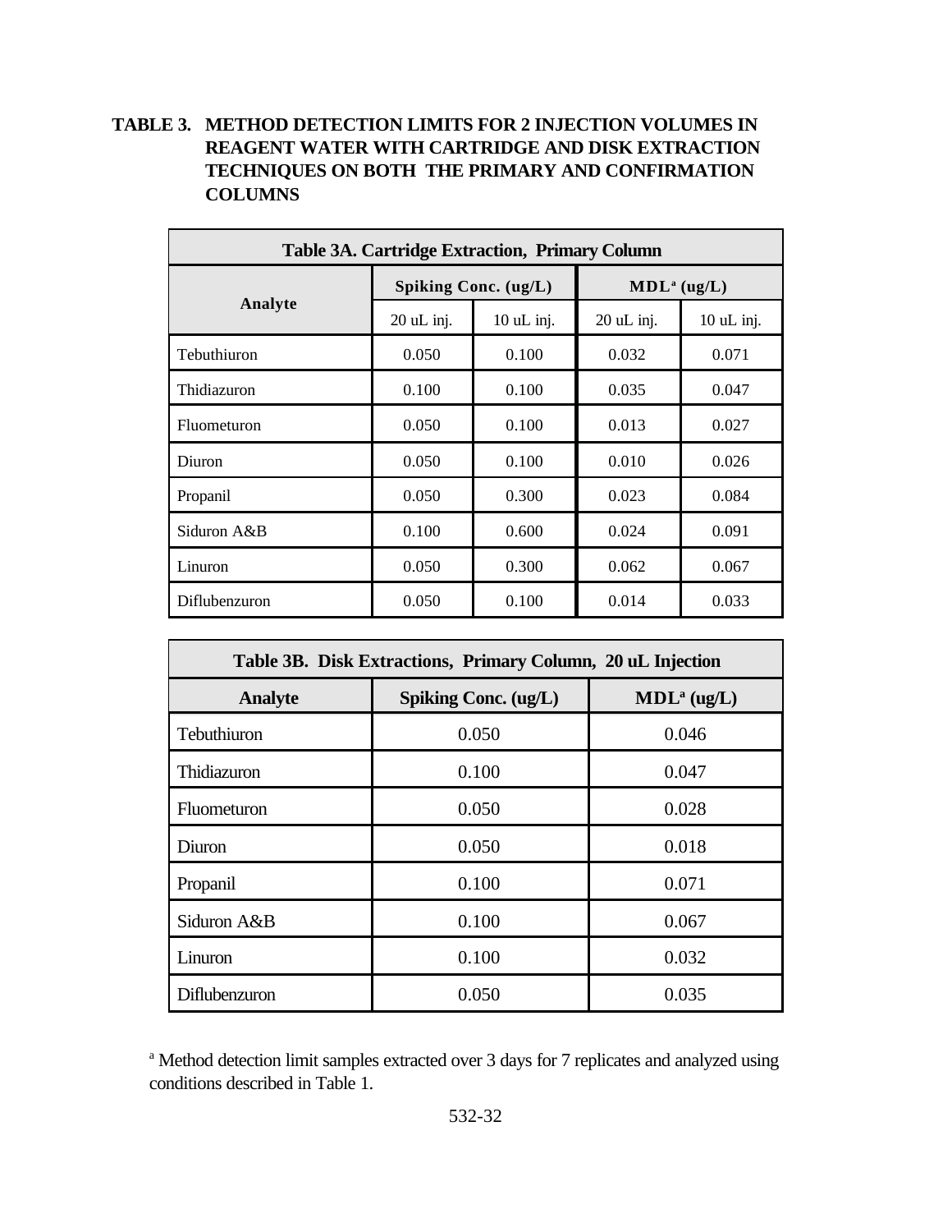**TABLE 3. METHOD DETECTION LIMITS FOR 2 INJECTION VOLUMES IN REAGENT WATER WITH CARTRIDGE AND DISK EXTRACTION TECHNIQUES ON BOTH THE PRIMARY AND CONFIRMATION COLUMNS**

| Table 3A. Cartridge Extraction, Primary Column | | | | |
|---|---|---|---|---|
| Analyte | Spiking Conc. (ug/L) | | MDL[a] (ug/L) | |
| | 20 uL inj. | 10 uL inj. | 20 uL inj. | 10 uL inj. |
| Tebuthiuron | 0.050 | 0.100 | 0.032 | 0.071 |
| Thidiazuron | 0.100 | 0.100 | 0.035 | 0.047 |
| Fluometuron | 0.050 | 0.100 | 0.013 | 0.027 |
| Diuron | 0.050 | 0.100 | 0.010 | 0.026 |
| Propanil | 0.050 | 0.300 | 0.023 | 0.084 |
| Siduron A&B | 0.100 | 0.600 | 0.024 | 0.091 |
| Linuron | 0.050 | 0.300 | 0.062 | 0.067 |
| Diflubenzuron | 0.050 | 0.100 | 0.014 | 0.033 |

| Table 3B. Disk Extractions, Primary Column, 20 uL Injection | | |
|---|---|---|
| Analyte | Spiking Conc. (ug/L) | MDL[a] (ug/L) |
| Tebuthiuron | 0.050 | 0.046 |
| Thidiazuron | 0.100 | 0.047 |
| Fluometuron | 0.050 | 0.028 |
| Diuron | 0.050 | 0.018 |
| Propanil | 0.100 | 0.071 |
| Siduron A&B | 0.100 | 0.067 |
| Linuron | 0.100 | 0.032 |
| Diflubenzuron | 0.050 | 0.035 |

[a] Method detection limit samples extracted over 3 days for 7 replicates and analyzed using conditions described in Table 1.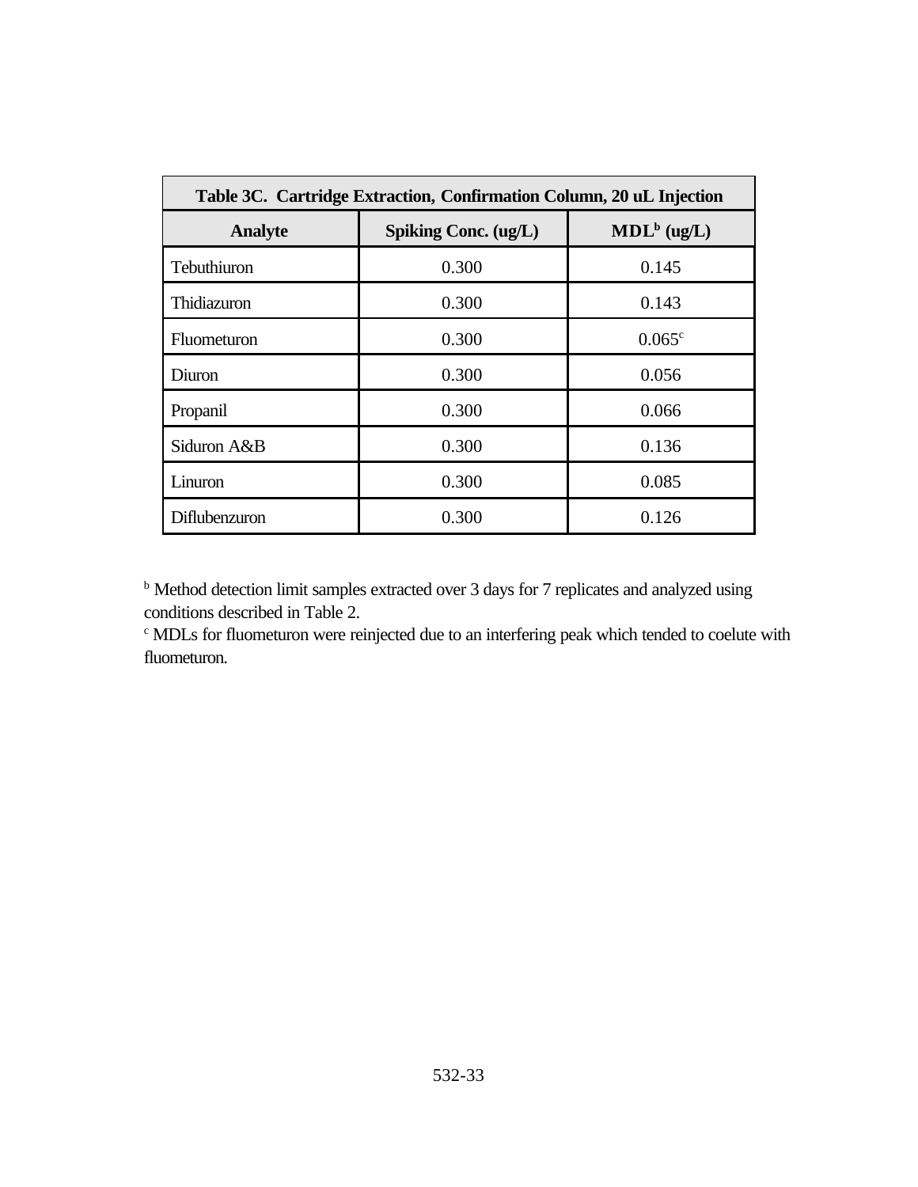| Table 3C. Cartridge Extraction, Confirmation Column, 20 uL Injection | | |
|---|---|---|
| **Analyte** | **Spiking Conc. (ug/L)** | **MDL[b] (ug/L)** |
| Tebuthiuron | 0.300 | 0.145 |
| Thidiazuron | 0.300 | 0.143 |
| Fluometuron | 0.300 | 0.065[c] |
| Diuron | 0.300 | 0.056 |
| Propanil | 0.300 | 0.066 |
| Siduron A&B | 0.300 | 0.136 |
| Linuron | 0.300 | 0.085 |
| Diflubenzuron | 0.300 | 0.126 |

[b] Method detection limit samples extracted over 3 days for 7 replicates and analyzed using conditions described in Table 2.

[c] MDLs for fluometuron were reinjected due to an interfering peak which tended to coelute with fluometuron.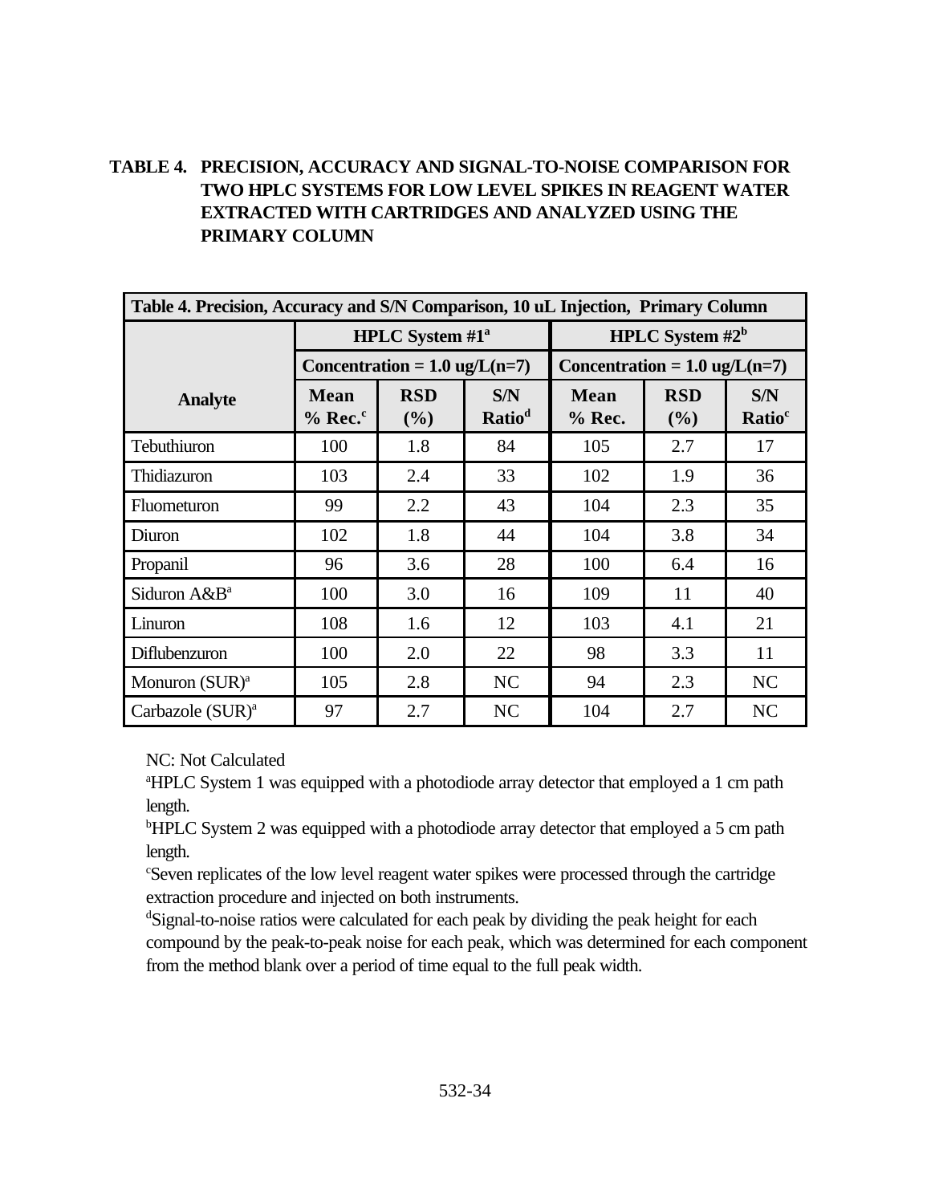**TABLE 4. PRECISION, ACCURACY AND SIGNAL-TO-NOISE COMPARISON FOR TWO HPLC SYSTEMS FOR LOW LEVEL SPIKES IN REAGENT WATER EXTRACTED WITH CARTRIDGES AND ANALYZED USING THE PRIMARY COLUMN**

| Table 4. Precision, Accuracy and S/N Comparison, 10 uL Injection, Primary Column | | | | | | |
|---|---|---|---|---|---|---|
| | HPLC System #1[a] | | | HPLC System #2[b] | | |
| | Concentration = 1.0 ug/L(n=7) | | | Concentration = 1.0 ug/L(n=7) | | |
| Analyte | Mean % Rec.[c] | RSD (%) | S/N Ratio[d] | Mean % Rec. | RSD (%) | S/N Ratio[c] |
| Tebuthiuron | 100 | 1.8 | 84 | 105 | 2.7 | 17 |
| Thidiazuron | 103 | 2.4 | 33 | 102 | 1.9 | 36 |
| Fluometuron | 99 | 2.2 | 43 | 104 | 2.3 | 35 |
| Diuron | 102 | 1.8 | 44 | 104 | 3.8 | 34 |
| Propanil | 96 | 3.6 | 28 | 100 | 6.4 | 16 |
| Siduron A&B[a] | 100 | 3.0 | 16 | 109 | 11 | 40 |
| Linuron | 108 | 1.6 | 12 | 103 | 4.1 | 21 |
| Diflubenzuron | 100 | 2.0 | 22 | 98 | 3.3 | 11 |
| Monuron (SUR)[a] | 105 | 2.8 | NC | 94 | 2.3 | NC |
| Carbazole (SUR)[a] | 97 | 2.7 | NC | 104 | 2.7 | NC |

NC: Not Calculated

[a]HPLC System 1 was equipped with a photodiode array detector that employed a 1 cm path length.

[b]HPLC System 2 was equipped with a photodiode array detector that employed a 5 cm path length.

[c]Seven replicates of the low level reagent water spikes were processed through the cartridge extraction procedure and injected on both instruments.

[d]Signal-to-noise ratios were calculated for each peak by dividing the peak height for each compound by the peak-to-peak noise for each peak, which was determined for each component from the method blank over a period of time equal to the full peak width.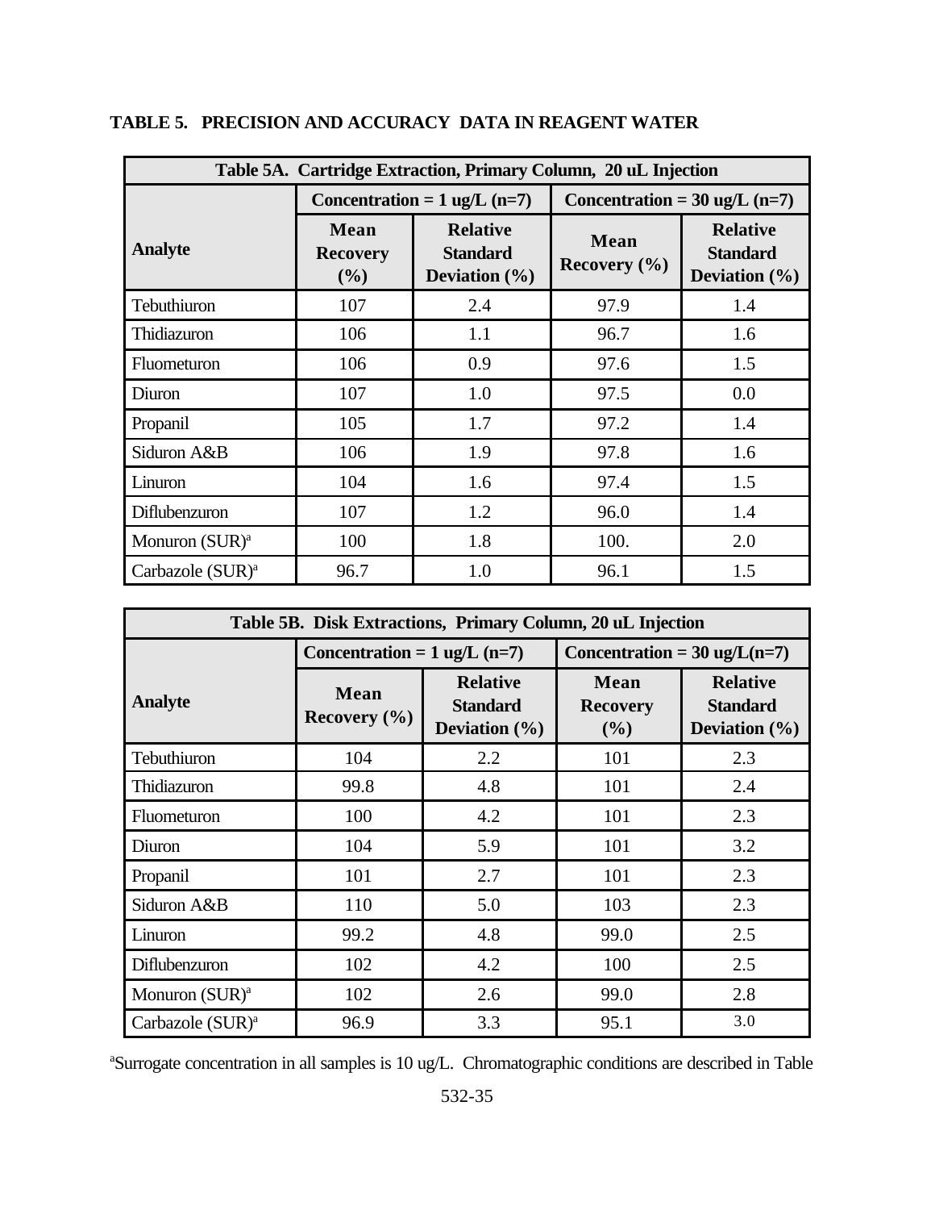**TABLE 5. PRECISION AND ACCURACY DATA IN REAGENT WATER**

| Table 5A. Cartridge Extraction, Primary Column, 20 uL Injection | | | | |
|---|---|---|---|---|
| | Concentration = 1 ug/L (n=7) | | Concentration = 30 ug/L (n=7) | |
| **Analyte** | **Mean Recovery (%)** | **Relative Standard Deviation (%)** | **Mean Recovery (%)** | **Relative Standard Deviation (%)** |
| Tebuthiuron | 107 | 2.4 | 97.9 | 1.4 |
| Thidiazuron | 106 | 1.1 | 96.7 | 1.6 |
| Fluometuron | 106 | 0.9 | 97.6 | 1.5 |
| Diuron | 107 | 1.0 | 97.5 | 0.0 |
| Propanil | 105 | 1.7 | 97.2 | 1.4 |
| Siduron A&B | 106 | 1.9 | 97.8 | 1.6 |
| Linuron | 104 | 1.6 | 97.4 | 1.5 |
| Diflubenzuron | 107 | 1.2 | 96.0 | 1.4 |
| Monuron (SUR)[a] | 100 | 1.8 | 100. | 2.0 |
| Carbazole (SUR)[a] | 96.7 | 1.0 | 96.1 | 1.5 |

| Table 5B. Disk Extractions, Primary Column, 20 uL Injection | | | | |
|---|---|---|---|---|
| | Concentration = 1 ug/L (n=7) | | Concentration = 30 ug/L(n=7) | |
| **Analyte** | **Mean Recovery (%)** | **Relative Standard Deviation (%)** | **Mean Recovery (%)** | **Relative Standard Deviation (%)** |
| Tebuthiuron | 104 | 2.2 | 101 | 2.3 |
| Thidiazuron | 99.8 | 4.8 | 101 | 2.4 |
| Fluometuron | 100 | 4.2 | 101 | 2.3 |
| Diuron | 104 | 5.9 | 101 | 3.2 |
| Propanil | 101 | 2.7 | 101 | 2.3 |
| Siduron A&B | 110 | 5.0 | 103 | 2.3 |
| Linuron | 99.2 | 4.8 | 99.0 | 2.5 |
| Diflubenzuron | 102 | 4.2 | 100 | 2.5 |
| Monuron (SUR)[a] | 102 | 2.6 | 99.0 | 2.8 |
| Carbazole (SUR)[a] | 96.9 | 3.3 | 95.1 | 3.0 |

[a]Surrogate concentration in all samples is 10 ug/L. Chromatographic conditions are described in Table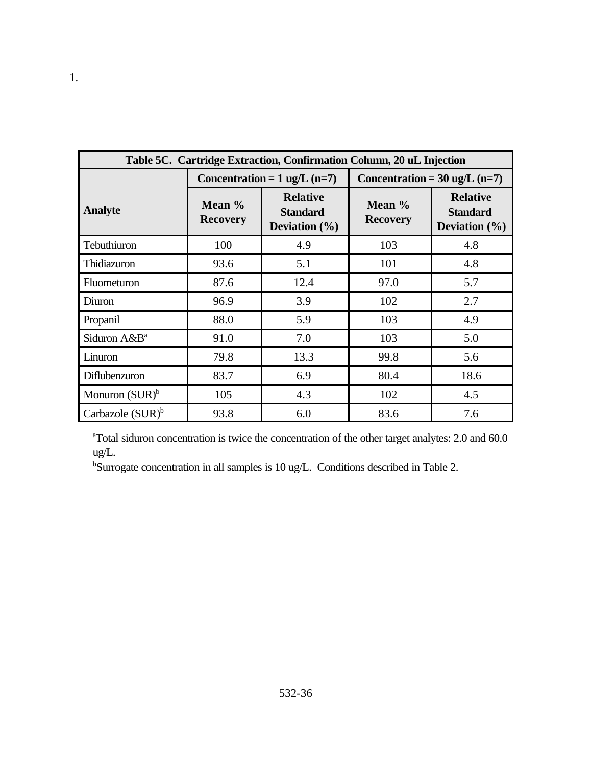1.

| Table 5C. Cartridge Extraction, Confirmation Column, 20 uL Injection | | | | |
|---|---|---|---|---|
| | Concentration = 1 ug/L (n=7) | | Concentration = 30 ug/L (n=7) | |
| **Analyte** | **Mean % Recovery** | **Relative Standard Deviation (%)** | **Mean % Recovery** | **Relative Standard Deviation (%)** |
| Tebuthiuron | 100 | 4.9 | 103 | 4.8 |
| Thidiazuron | 93.6 | 5.1 | 101 | 4.8 |
| Fluometuron | 87.6 | 12.4 | 97.0 | 5.7 |
| Diuron | 96.9 | 3.9 | 102 | 2.7 |
| Propanil | 88.0 | 5.9 | 103 | 4.9 |
| Siduron A&B[a] | 91.0 | 7.0 | 103 | 5.0 |
| Linuron | 79.8 | 13.3 | 99.8 | 5.6 |
| Diflubenzuron | 83.7 | 6.9 | 80.4 | 18.6 |
| Monuron (SUR)[b] | 105 | 4.3 | 102 | 4.5 |
| Carbazole (SUR)[b] | 93.8 | 6.0 | 83.6 | 7.6 |

[a]Total siduron concentration is twice the concentration of the other target analytes: 2.0 and 60.0 ug/L.
[b]Surrogate concentration in all samples is 10 ug/L. Conditions described in Table 2.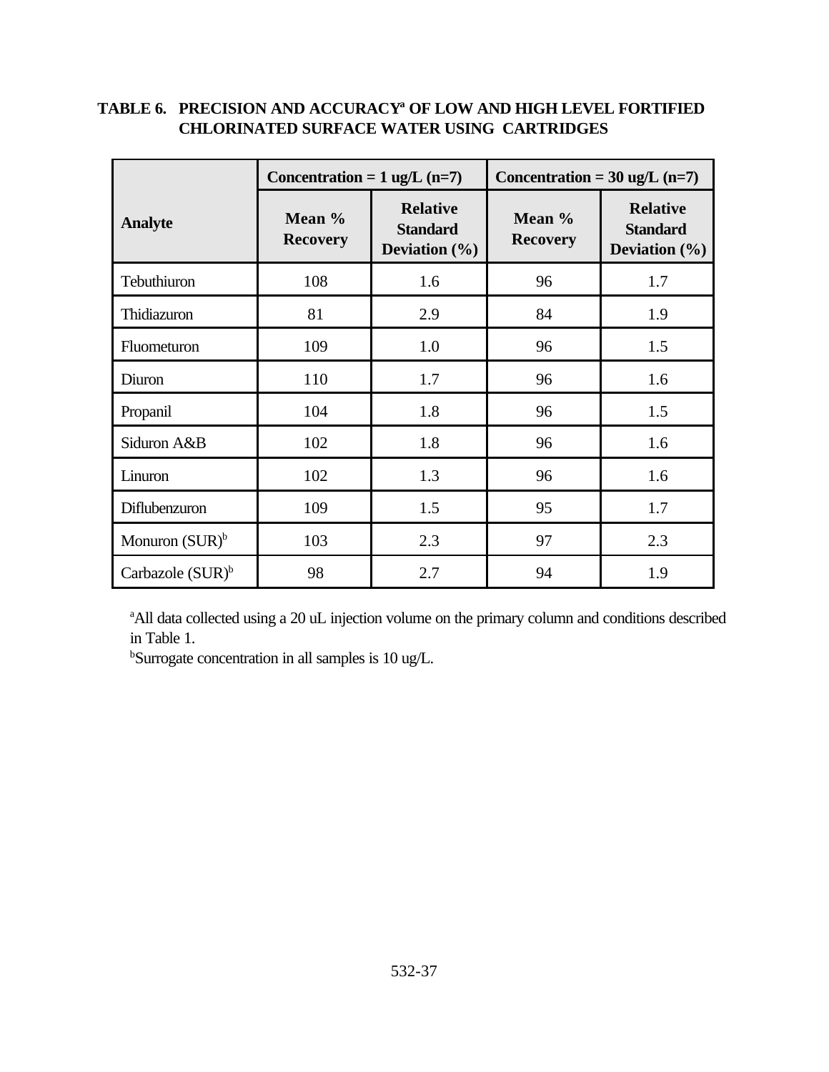**TABLE 6. PRECISION AND ACCURACY[a] OF LOW AND HIGH LEVEL FORTIFIED CHLORINATED SURFACE WATER USING CARTRIDGES**

| Analyte | Concentration = 1 ug/L (n=7) | | Concentration = 30 ug/L (n=7) | |
|---|---|---|---|---|
| | Mean % Recovery | Relative Standard Deviation (%) | Mean % Recovery | Relative Standard Deviation (%) |
| Tebuthiuron | 108 | 1.6 | 96 | 1.7 |
| Thidiazuron | 81 | 2.9 | 84 | 1.9 |
| Fluometuron | 109 | 1.0 | 96 | 1.5 |
| Diuron | 110 | 1.7 | 96 | 1.6 |
| Propanil | 104 | 1.8 | 96 | 1.5 |
| Siduron A&B | 102 | 1.8 | 96 | 1.6 |
| Linuron | 102 | 1.3 | 96 | 1.6 |
| Diflubenzuron | 109 | 1.5 | 95 | 1.7 |
| Monuron (SUR)[b] | 103 | 2.3 | 97 | 2.3 |
| Carbazole (SUR)[b] | 98 | 2.7 | 94 | 1.9 |

[a]All data collected using a 20 uL injection volume on the primary column and conditions described in Table 1.

[b]Surrogate concentration in all samples is 10 ug/L.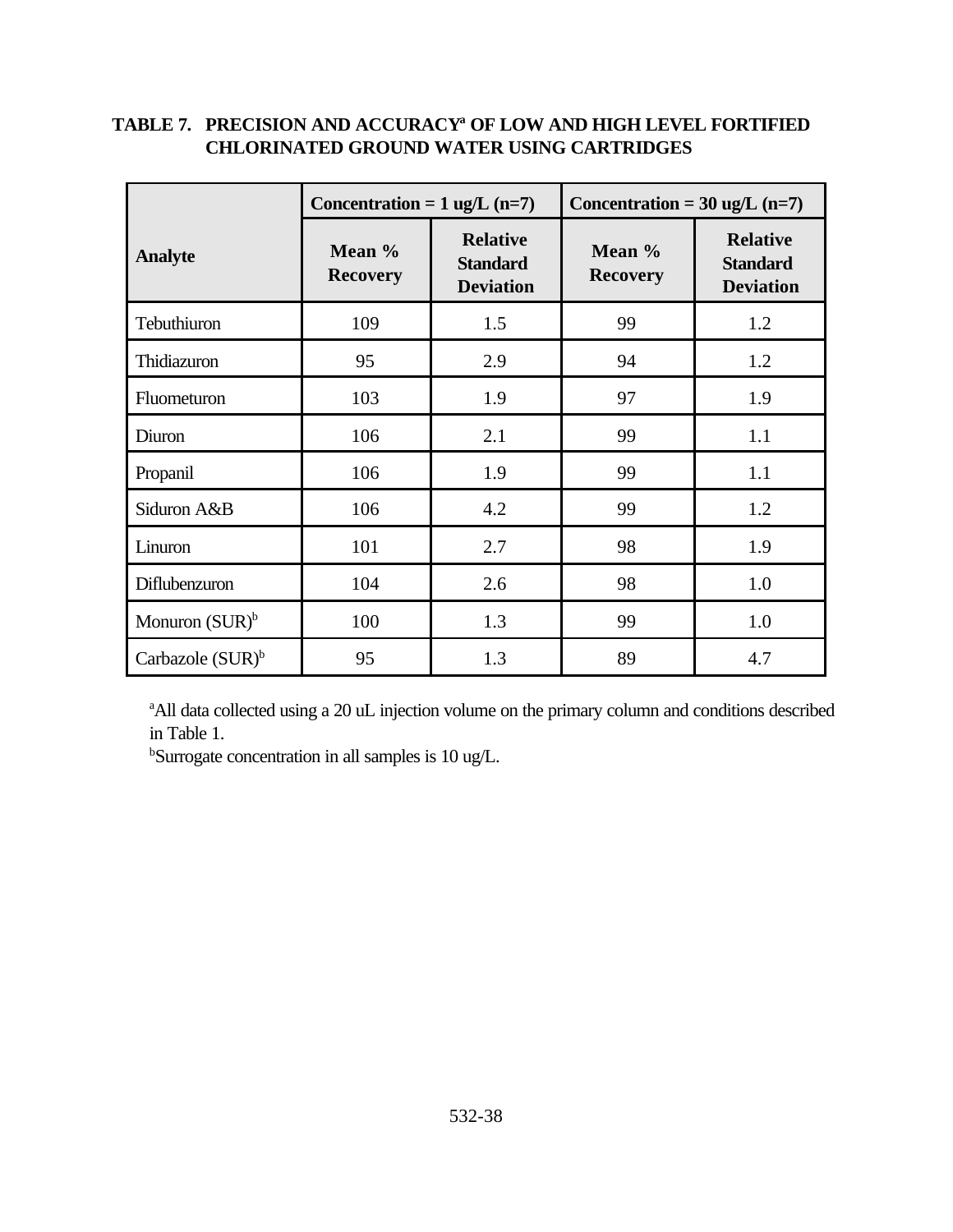**TABLE 7. PRECISION AND ACCURACY[a] OF LOW AND HIGH LEVEL FORTIFIED CHLORINATED GROUND WATER USING CARTRIDGES**

| Analyte | Concentration = 1 ug/L (n=7) | | Concentration = 30 ug/L (n=7) | |
|---|---|---|---|---|
| | Mean % Recovery | Relative Standard Deviation | Mean % Recovery | Relative Standard Deviation |
| Tebuthiuron | 109 | 1.5 | 99 | 1.2 |
| Thidiazuron | 95 | 2.9 | 94 | 1.2 |
| Fluometuron | 103 | 1.9 | 97 | 1.9 |
| Diuron | 106 | 2.1 | 99 | 1.1 |
| Propanil | 106 | 1.9 | 99 | 1.1 |
| Siduron A&B | 106 | 4.2 | 99 | 1.2 |
| Linuron | 101 | 2.7 | 98 | 1.9 |
| Diflubenzuron | 104 | 2.6 | 98 | 1.0 |
| Monuron (SUR)[b] | 100 | 1.3 | 99 | 1.0 |
| Carbazole (SUR)[b] | 95 | 1.3 | 89 | 4.7 |

[a]All data collected using a 20 uL injection volume on the primary column and conditions described in Table 1.
[b]Surrogate concentration in all samples is 10 ug/L.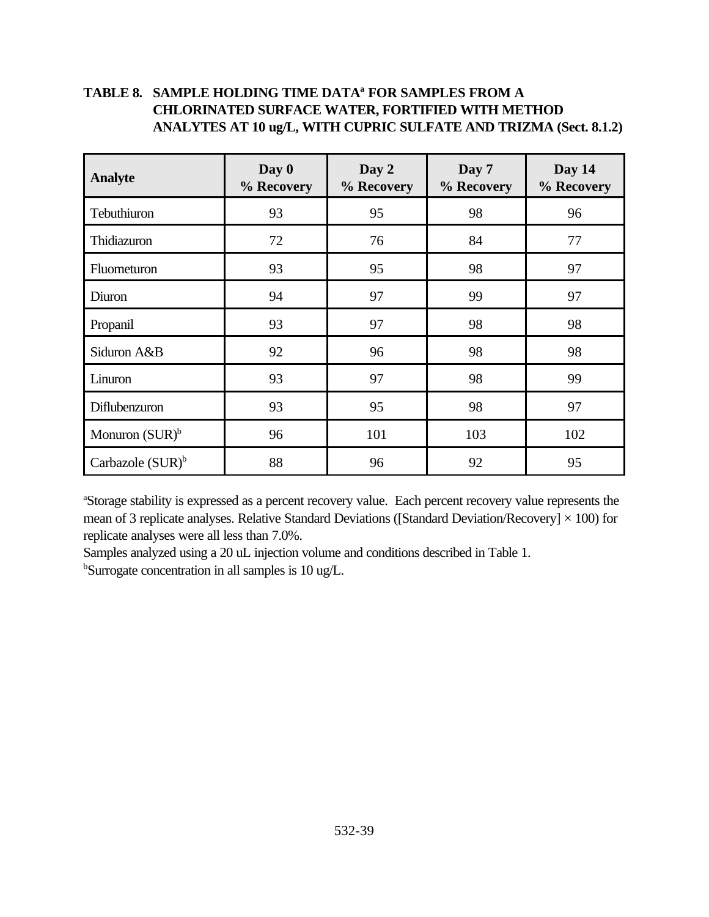**TABLE 8. SAMPLE HOLDING TIME DATA[a] FOR SAMPLES FROM A CHLORINATED SURFACE WATER, FORTIFIED WITH METHOD ANALYTES AT 10 ug/L, WITH CUPRIC SULFATE AND TRIZMA (Sect. 8.1.2)**

| Analyte | Day 0 % Recovery | Day 2 % Recovery | Day 7 % Recovery | Day 14 % Recovery |
|---|---|---|---|---|
| Tebuthiuron | 93 | 95 | 98 | 96 |
| Thidiazuron | 72 | 76 | 84 | 77 |
| Fluometuron | 93 | 95 | 98 | 97 |
| Diuron | 94 | 97 | 99 | 97 |
| Propanil | 93 | 97 | 98 | 98 |
| Siduron A&B | 92 | 96 | 98 | 98 |
| Linuron | 93 | 97 | 98 | 99 |
| Diflubenzuron | 93 | 95 | 98 | 97 |
| Monuron (SUR)[b] | 96 | 101 | 103 | 102 |
| Carbazole (SUR)[b] | 88 | 96 | 92 | 95 |

[a]Storage stability is expressed as a percent recovery value. Each percent recovery value represents the mean of 3 replicate analyses. Relative Standard Deviations ([Standard Deviation/Recovery] × 100) for replicate analyses were all less than 7.0%.
Samples analyzed using a 20 uL injection volume and conditions described in Table 1.
[b]Surrogate concentration in all samples is 10 ug/L.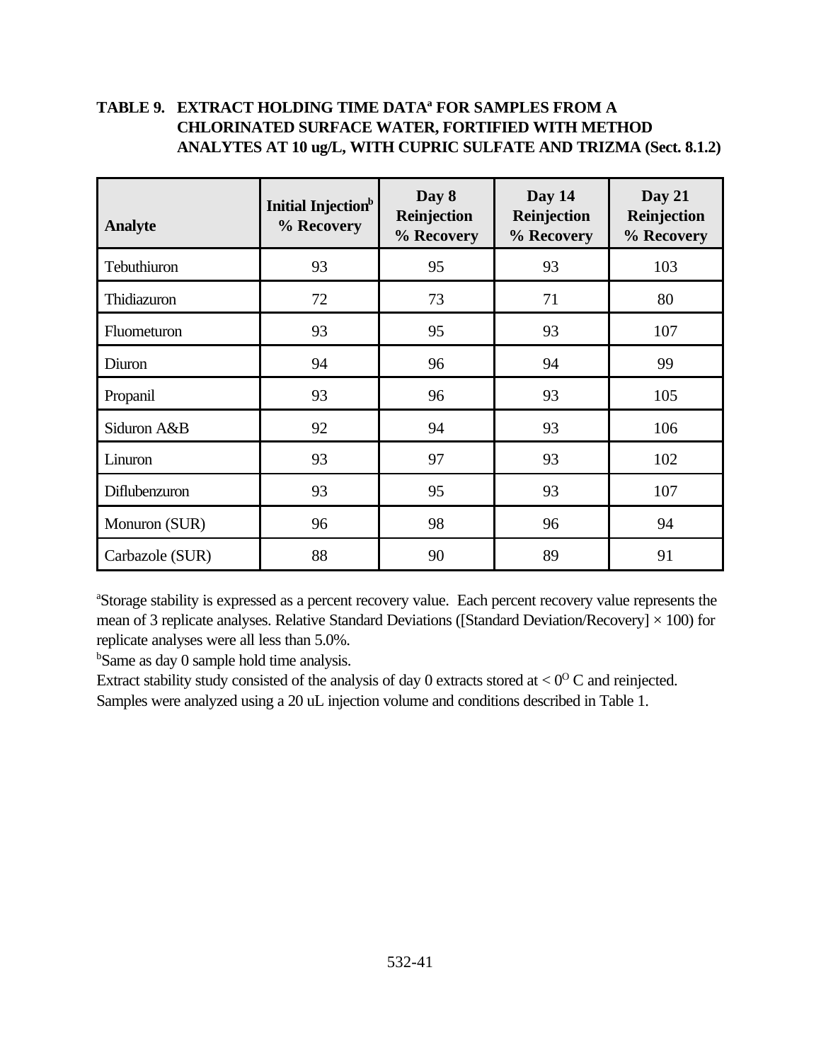**TABLE 9. EXTRACT HOLDING TIME DATA[a] FOR SAMPLES FROM A CHLORINATED SURFACE WATER, FORTIFIED WITH METHOD ANALYTES AT 10 ug/L, WITH CUPRIC SULFATE AND TRIZMA (Sect. 8.1.2)**

| Analyte | Initial Injection[b] % Recovery | Day 8 Reinjection % Recovery | Day 14 Reinjection % Recovery | Day 21 Reinjection % Recovery |
|---|---|---|---|---|
| Tebuthiuron | 93 | 95 | 93 | 103 |
| Thidiazuron | 72 | 73 | 71 | 80 |
| Fluometuron | 93 | 95 | 93 | 107 |
| Diuron | 94 | 96 | 94 | 99 |
| Propanil | 93 | 96 | 93 | 105 |
| Siduron A&B | 92 | 94 | 93 | 106 |
| Linuron | 93 | 97 | 93 | 102 |
| Diflubenzuron | 93 | 95 | 93 | 107 |
| Monuron (SUR) | 96 | 98 | 96 | 94 |
| Carbazole (SUR) | 88 | 90 | 89 | 91 |

[a]Storage stability is expressed as a percent recovery value. Each percent recovery value represents the mean of 3 replicate analyses. Relative Standard Deviations ([Standard Deviation/Recovery] × 100) for replicate analyses were all less than 5.0%.

[b]Same as day 0 sample hold time analysis.

Extract stability study consisted of the analysis of day 0 extracts stored at < $0^{O}$ C and reinjected.

Samples were analyzed using a 20 uL injection volume and conditions described in Table 1.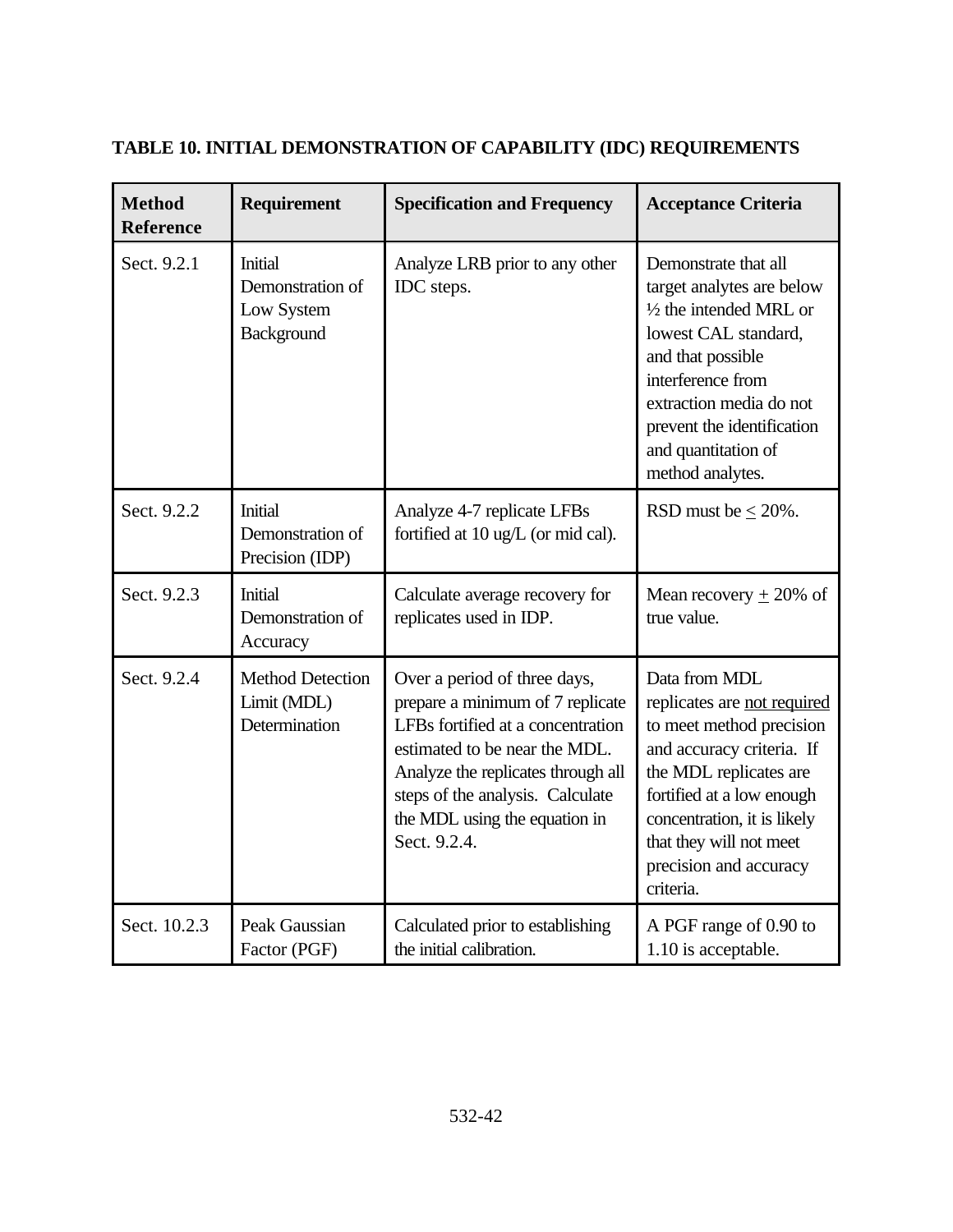**TABLE 10. INITIAL DEMONSTRATION OF CAPABILITY (IDC) REQUIREMENTS**

| Method Reference | Requirement | Specification and Frequency | Acceptance Criteria |
|---|---|---|---|
| Sect. 9.2.1 | Initial Demonstration of Low System Background | Analyze LRB prior to any other IDC steps. | Demonstrate that all target analytes are below ½ the intended MRL or lowest CAL standard, and that possible interference from extraction media do not prevent the identification and quantitation of method analytes. |
| Sect. 9.2.2 | Initial Demonstration of Precision (IDP) | Analyze 4-7 replicate LFBs fortified at 10 ug/L (or mid cal). | RSD must be $\leq$ 20%. |
| Sect. 9.2.3 | Initial Demonstration of Accuracy | Calculate average recovery for replicates used in IDP. | Mean recovery $\pm$ 20% of true value. |
| Sect. 9.2.4 | Method Detection Limit (MDL) Determination | Over a period of three days, prepare a minimum of 7 replicate LFBs fortified at a concentration estimated to be near the MDL. Analyze the replicates through all steps of the analysis. Calculate the MDL using the equation in Sect. 9.2.4. | Data from MDL replicates are <u>not required</u> to meet method precision and accuracy criteria. If the MDL replicates are fortified at a low enough concentration, it is likely that they will not meet precision and accuracy criteria. |
| Sect. 10.2.3 | Peak Gaussian Factor (PGF) | Calculated prior to establishing the initial calibration. | A PGF range of 0.90 to 1.10 is acceptable. |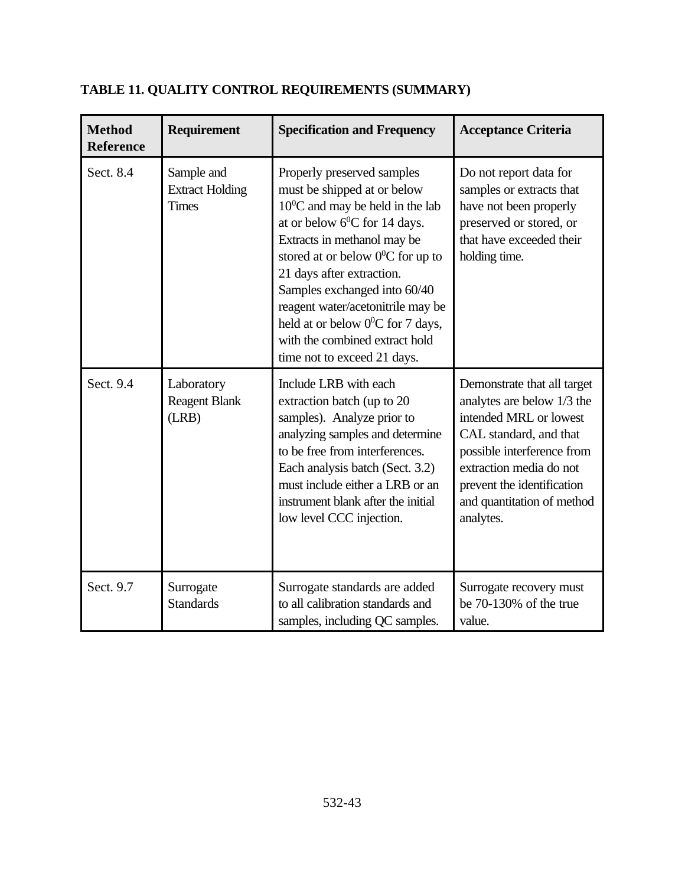**TABLE 11. QUALITY CONTROL REQUIREMENTS (SUMMARY)**

| Method Reference | Requirement | Specification and Frequency | Acceptance Criteria |
|---|---|---|---|
| Sect. 8.4 | Sample and Extract Holding Times | Properly preserved samples must be shipped at or below $10^0$C and may be held in the lab at or below $6^0$C for 14 days. Extracts in methanol may be stored at or below $0^0$C for up to 21 days after extraction. Samples exchanged into 60/40 reagent water/acetonitrile may be held at or below $0^0$C for 7 days, with the combined extract hold time not to exceed 21 days. | Do not report data for samples or extracts that have not been properly preserved or stored, or that have exceeded their holding time. |
| Sect. 9.4 | Laboratory Reagent Blank (LRB) | Include LRB with each extraction batch (up to 20 samples). Analyze prior to analyzing samples and determine to be free from interferences. Each analysis batch (Sect. 3.2) must include either a LRB or an instrument blank after the initial low level CCC injection. | Demonstrate that all target analytes are below 1/3 the intended MRL or lowest CAL standard, and that possible interference from extraction media do not prevent the identification and quantitation of method analytes. |
| Sect. 9.7 | Surrogate Standards | Surrogate standards are added to all calibration standards and samples, including QC samples. | Surrogate recovery must be 70-130% of the true value. |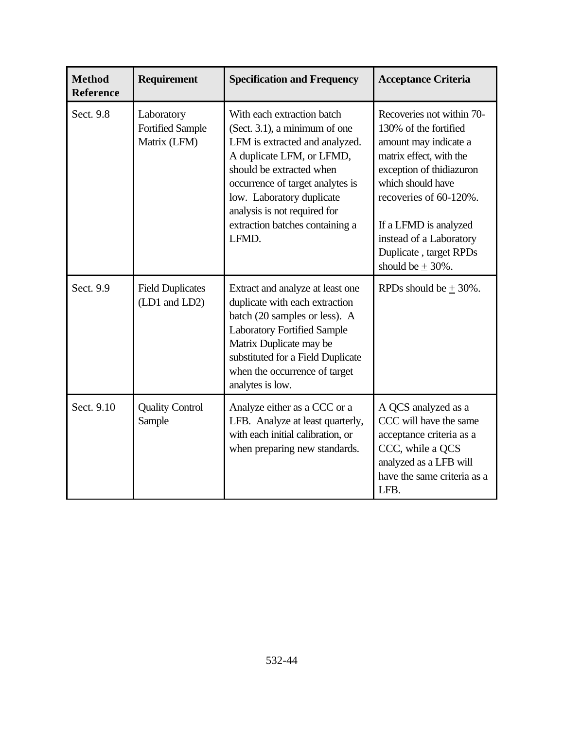| **Method Reference** | **Requirement** | **Specification and Frequency** | **Acceptance Criteria** |
|---|---|---|---|
| Sect. 9.8 | Laboratory Fortified Sample Matrix (LFM) | With each extraction batch (Sect. 3.1), a minimum of one LFM is extracted and analyzed. A duplicate LFM, or LFMD, should be extracted when occurrence of target analytes is low. Laboratory duplicate analysis is not required for extraction batches containing a LFMD. | Recoveries not within 70-130% of the fortified amount may indicate a matrix effect, with the exception of thidiazuron which should have recoveries of 60-120%.<br><br>If a LFMD is analyzed instead of a Laboratory Duplicate , target RPDs should be ± 30%. |
| Sect. 9.9 | Field Duplicates (LD1 and LD2) | Extract and analyze at least one duplicate with each extraction batch (20 samples or less). A Laboratory Fortified Sample Matrix Duplicate may be substituted for a Field Duplicate when the occurrence of target analytes is low. | RPDs should be ± 30%. |
| Sect. 9.10 | Quality Control Sample | Analyze either as a CCC or a LFB. Analyze at least quarterly, with each initial calibration, or when preparing new standards. | A QCS analyzed as a CCC will have the same acceptance criteria as a CCC, while a QCS analyzed as a LFB will have the same criteria as a LFB. |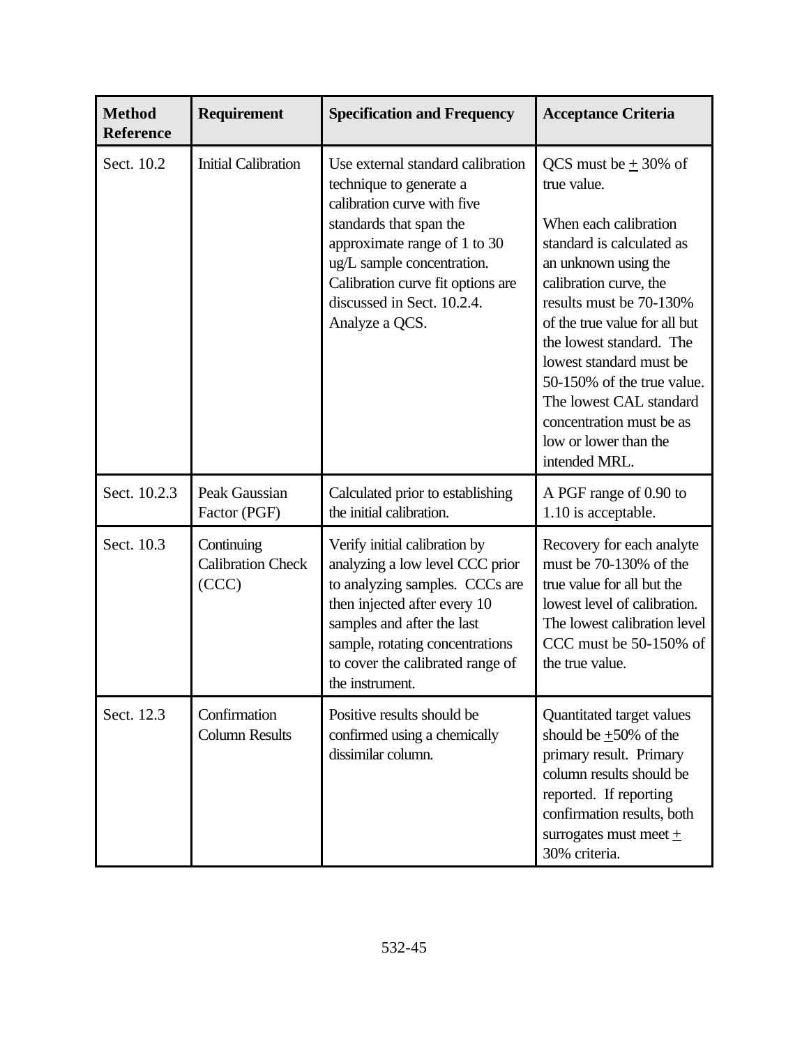| Method Reference | Requirement | Specification and Frequency | Acceptance Criteria |
|---|---|---|---|
| Sect. 10.2 | Initial Calibration | Use external standard calibration technique to generate a calibration curve with five standards that span the approximate range of 1 to 30 ug/L sample concentration. Calibration curve fit options are discussed in Sect. 10.2.4. Analyze a QCS. | QCS must be ± 30% of true value.<br><br>When each calibration standard is calculated as an unknown using the calibration curve, the results must be 70-130% of the true value for all but the lowest standard. The lowest standard must be 50-150% of the true value. The lowest CAL standard concentration must be as low or lower than the intended MRL. |
| Sect. 10.2.3 | Peak Gaussian Factor (PGF) | Calculated prior to establishing the initial calibration. | A PGF range of 0.90 to 1.10 is acceptable. |
| Sect. 10.3 | Continuing Calibration Check (CCC) | Verify initial calibration by analyzing a low level CCC prior to analyzing samples. CCCs are then injected after every 10 samples and after the last sample, rotating concentrations to cover the calibrated range of the instrument. | Recovery for each analyte must be 70-130% of the true value for all but the lowest level of calibration. The lowest calibration level CCC must be 50-150% of the true value. |
| Sect. 12.3 | Confirmation Column Results | Positive results should be confirmed using a chemically dissimilar column. | Quantitated target values should be ±50% of the primary result. Primary column results should be reported. If reporting confirmation results, both surrogates must meet ± 30% criteria. |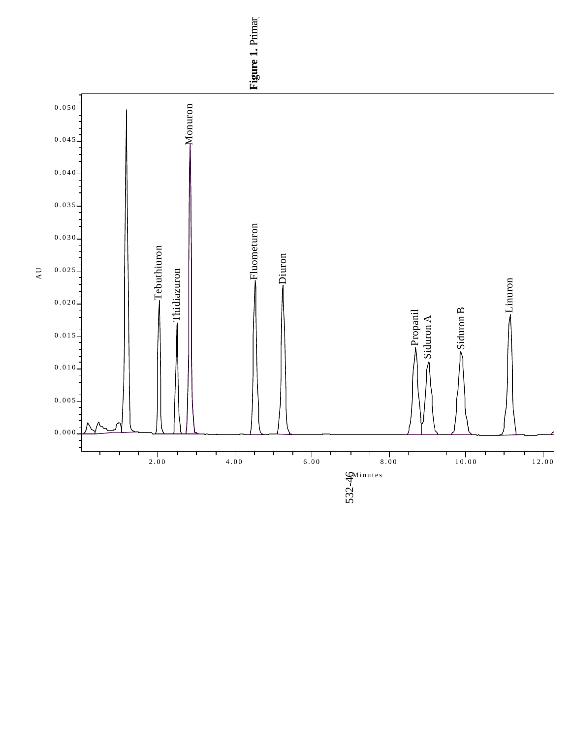**Figure 1.** Primar

| Peak | Approximate retention time (Minutes) |
|---|---|
| Tebuthiuron | 2.05 |
| Thidiazuron | 2.5 |
| Monuron | 2.85 |
| Fluometuron | 4.5 |
| Diuron | 5.25 |
| Propanil | 8.65 |
| Siduron A | 9.0 |
| Siduron B | 9.85 |
| Linuron | 11.1 |

AU

Minutes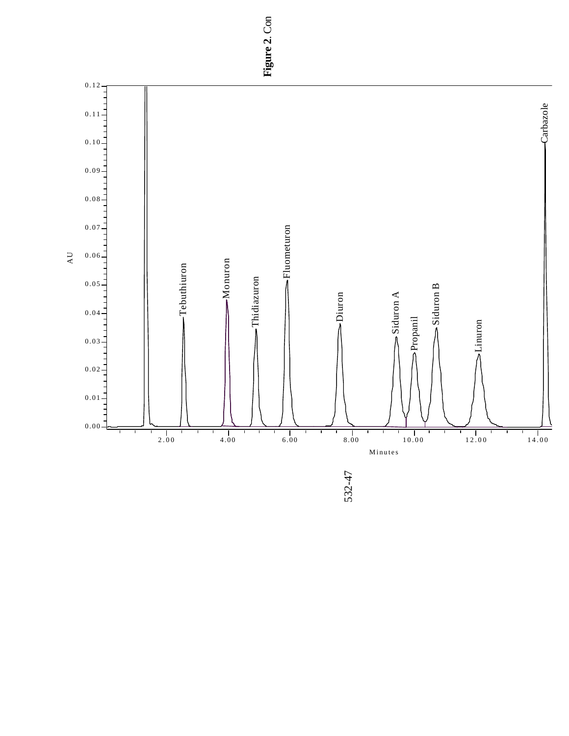**Figure 2**. Con

0.12
0.11
0.10
0.09
0.08
0.07
0.06
0.05
0.04
0.03
0.02
0.01
0.00

AU

Tebuthiuron
Monuron
Thidiazuron
Fluometuron
Diuron
Siduron A
Propanil
Siduron B
Linuron
Carbazole

2.00
4.00
6.00
8.00
10.00
12.00
14.00

Minutes